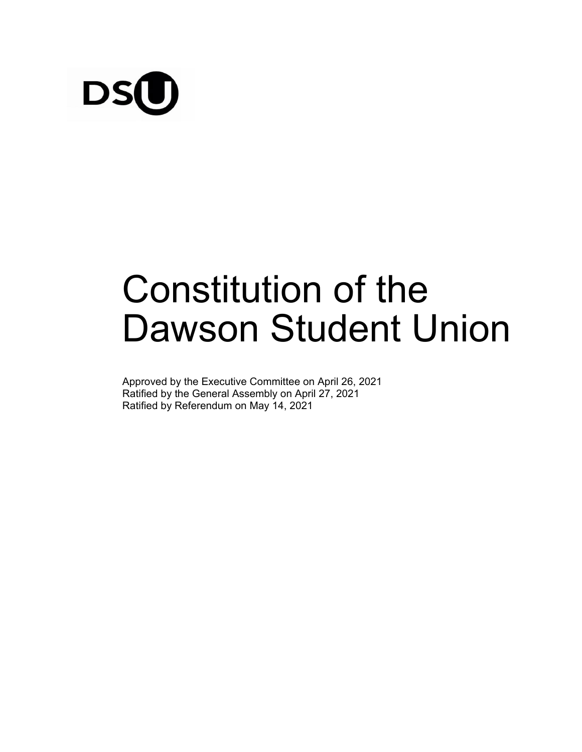# Constitution of the Dawson Student Union

Approved by the Executive Committee on April 26, 2021
Ratified by the General Assembly on April 27, 2021
Ratified by Referendum on May 14, 2021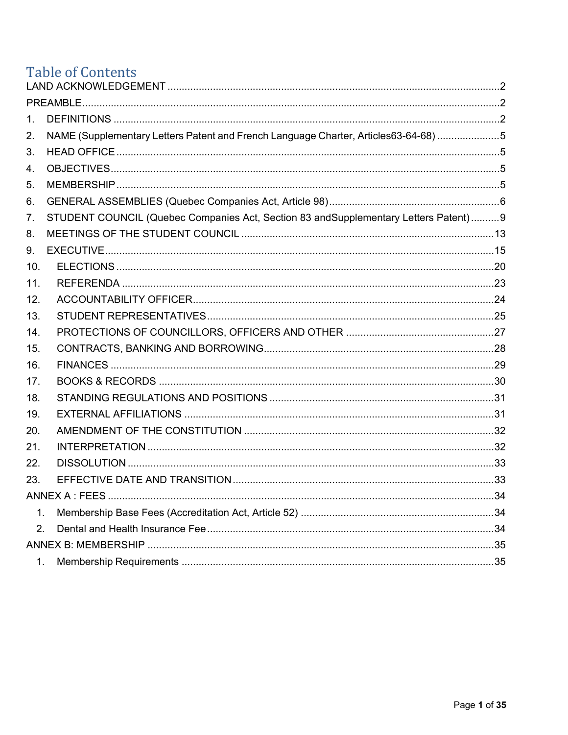# Table of Contents

LAND ACKNOWLEDGEMENT ..... 2

PREAMBLE ..... 2

1. DEFINITIONS ..... 2
2. NAME (Supplementary Letters Patent and French Language Charter, Articles63-64-68) ..... 5
3. HEAD OFFICE ..... 5
4. OBJECTIVES ..... 5
5. MEMBERSHIP ..... 5
6. GENERAL ASSEMBLIES (Quebec Companies Act, Article 98) ..... 6
7. STUDENT COUNCIL (Quebec Companies Act, Section 83 andSupplementary Letters Patent) ..... 9
8. MEETINGS OF THE STUDENT COUNCIL ..... 13
9. EXECUTIVE ..... 15
10. ELECTIONS ..... 20
11. REFERENDA ..... 23
12. ACCOUNTABILITY OFFICER ..... 24
13. STUDENT REPRESENTATIVES ..... 25
14. PROTECTIONS OF COUNCILLORS, OFFICERS AND OTHER ..... 27
15. CONTRACTS, BANKING AND BORROWING ..... 28
16. FINANCES ..... 29
17. BOOKS & RECORDS ..... 30
18. STANDING REGULATIONS AND POSITIONS ..... 31
19. EXTERNAL AFFILIATIONS ..... 31
20. AMENDMENT OF THE CONSTITUTION ..... 32
21. INTERPRETATION ..... 32
22. DISSOLUTION ..... 33
23. EFFECTIVE DATE AND TRANSITION ..... 33

ANNEX A : FEES ..... 34

1. Membership Base Fees (Accreditation Act, Article 52) ..... 34
2. Dental and Health Insurance Fee ..... 34

ANNEX B: MEMBERSHIP ..... 35

1. Membership Requirements ..... 35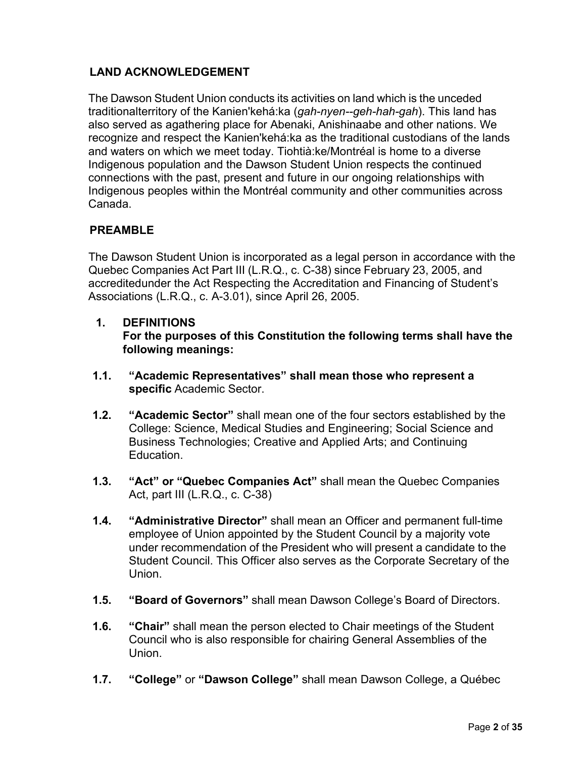## LAND ACKNOWLEDGEMENT

The Dawson Student Union conducts its activities on land which is the unceded traditionalterritory of the Kanien'kehá:ka (*gah-nyen--geh-hah-gah*). This land has also served as agathering place for Abenaki, Anishinaabe and other nations. We recognize and respect the Kanien'kehá:ka as the traditional custodians of the lands and waters on which we meet today. Tiohtià:ke/Montréal is home to a diverse Indigenous population and the Dawson Student Union respects the continued connections with the past, present and future in our ongoing relationships with Indigenous peoples within the Montréal community and other communities across Canada.

## PREAMBLE

The Dawson Student Union is incorporated as a legal person in accordance with the Quebec Companies Act Part III (L.R.Q., c. C-38) since February 23, 2005, and accreditedunder the Act Respecting the Accreditation and Financing of Student's Associations (L.R.Q., c. A-3.01), since April 26, 2005.

## 1. DEFINITIONS

**For the purposes of this Constitution the following terms shall have the following meanings:**

**1.1. "Academic Representatives" shall mean those who represent a specific** Academic Sector.

**1.2. "Academic Sector"** shall mean one of the four sectors established by the College: Science, Medical Studies and Engineering; Social Science and Business Technologies; Creative and Applied Arts; and Continuing Education.

**1.3. "Act" or "Quebec Companies Act"** shall mean the Quebec Companies Act, part III (L.R.Q., c. C-38)

**1.4. "Administrative Director"** shall mean an Officer and permanent full-time employee of Union appointed by the Student Council by a majority vote under recommendation of the President who will present a candidate to the Student Council. This Officer also serves as the Corporate Secretary of the Union.

**1.5. "Board of Governors"** shall mean Dawson College's Board of Directors.

**1.6. "Chair"** shall mean the person elected to Chair meetings of the Student Council who is also responsible for chairing General Assemblies of the Union.

**1.7. "College"** or **"Dawson College"** shall mean Dawson College, a Québec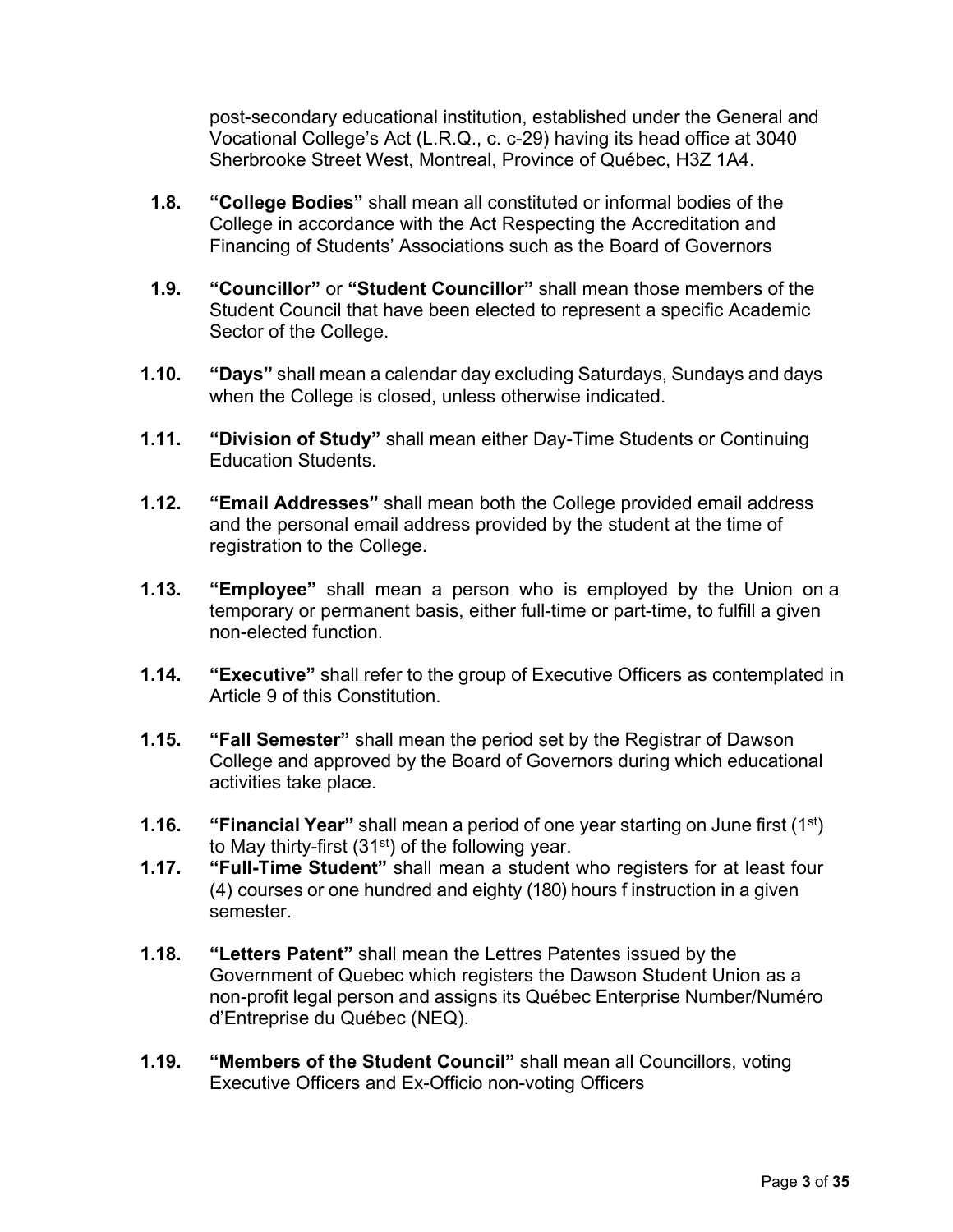post-secondary educational institution, established under the General and Vocational College's Act (L.R.Q., c. c-29) having its head office at 3040 Sherbrooke Street West, Montreal, Province of Québec, H3Z 1A4.

**1.8.** **"College Bodies"** shall mean all constituted or informal bodies of the College in accordance with the Act Respecting the Accreditation and Financing of Students' Associations such as the Board of Governors

**1.9.** **"Councillor"** or **"Student Councillor"** shall mean those members of the Student Council that have been elected to represent a specific Academic Sector of the College.

**1.10.** **"Days"** shall mean a calendar day excluding Saturdays, Sundays and days when the College is closed, unless otherwise indicated.

**1.11.** **"Division of Study"** shall mean either Day-Time Students or Continuing Education Students.

**1.12.** **"Email Addresses"** shall mean both the College provided email address and the personal email address provided by the student at the time of registration to the College.

**1.13.** **"Employee"** shall mean a person who is employed by the Union on a temporary or permanent basis, either full-time or part-time, to fulfill a given non-elected function.

**1.14.** **"Executive"** shall refer to the group of Executive Officers as contemplated in Article 9 of this Constitution.

**1.15.** **"Fall Semester"** shall mean the period set by the Registrar of Dawson College and approved by the Board of Governors during which educational activities take place.

**1.16.** **"Financial Year"** shall mean a period of one year starting on June first (1st) to May thirty-first (31st) of the following year.

**1.17.** **"Full-Time Student"** shall mean a student who registers for at least four (4) courses or one hundred and eighty (180) hours f instruction in a given semester.

**1.18.** **"Letters Patent"** shall mean the Lettres Patentes issued by the Government of Quebec which registers the Dawson Student Union as a non-profit legal person and assigns its Québec Enterprise Number/Numéro d'Entreprise du Québec (NEQ).

**1.19.** **"Members of the Student Council"** shall mean all Councillors, voting Executive Officers and Ex-Officio non-voting Officers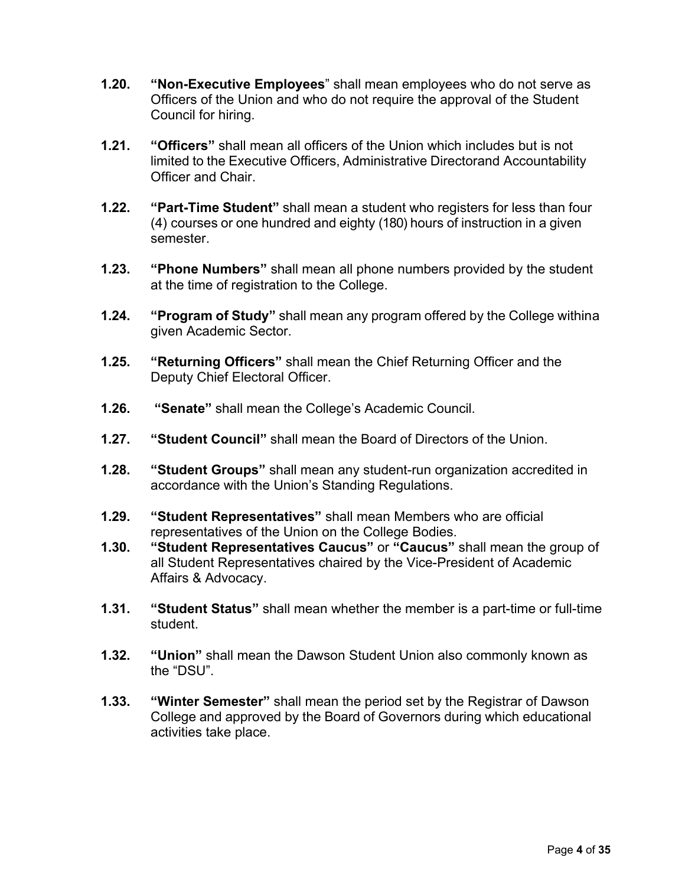**1.20.** **"Non-Executive Employees**" shall mean employees who do not serve as Officers of the Union and who do not require the approval of the Student Council for hiring.

**1.21.** **"Officers"** shall mean all officers of the Union which includes but is not limited to the Executive Officers, Administrative Directorand Accountability Officer and Chair.

**1.22.** **"Part-Time Student"** shall mean a student who registers for less than four (4) courses or one hundred and eighty (180) hours of instruction in a given semester.

**1.23.** **"Phone Numbers"** shall mean all phone numbers provided by the student at the time of registration to the College.

**1.24.** **"Program of Study"** shall mean any program offered by the College withina given Academic Sector.

**1.25.** **"Returning Officers"** shall mean the Chief Returning Officer and the Deputy Chief Electoral Officer.

**1.26.** **"Senate"** shall mean the College's Academic Council.

**1.27.** **"Student Council"** shall mean the Board of Directors of the Union.

**1.28.** **"Student Groups"** shall mean any student-run organization accredited in accordance with the Union's Standing Regulations.

**1.29.** **"Student Representatives"** shall mean Members who are official representatives of the Union on the College Bodies.

**1.30.** **"Student Representatives Caucus"** or **"Caucus"** shall mean the group of all Student Representatives chaired by the Vice-President of Academic Affairs & Advocacy.

**1.31.** **"Student Status"** shall mean whether the member is a part-time or full-time student.

**1.32.** **"Union"** shall mean the Dawson Student Union also commonly known as the "DSU".

**1.33.** **"Winter Semester"** shall mean the period set by the Registrar of Dawson College and approved by the Board of Governors during which educational activities take place.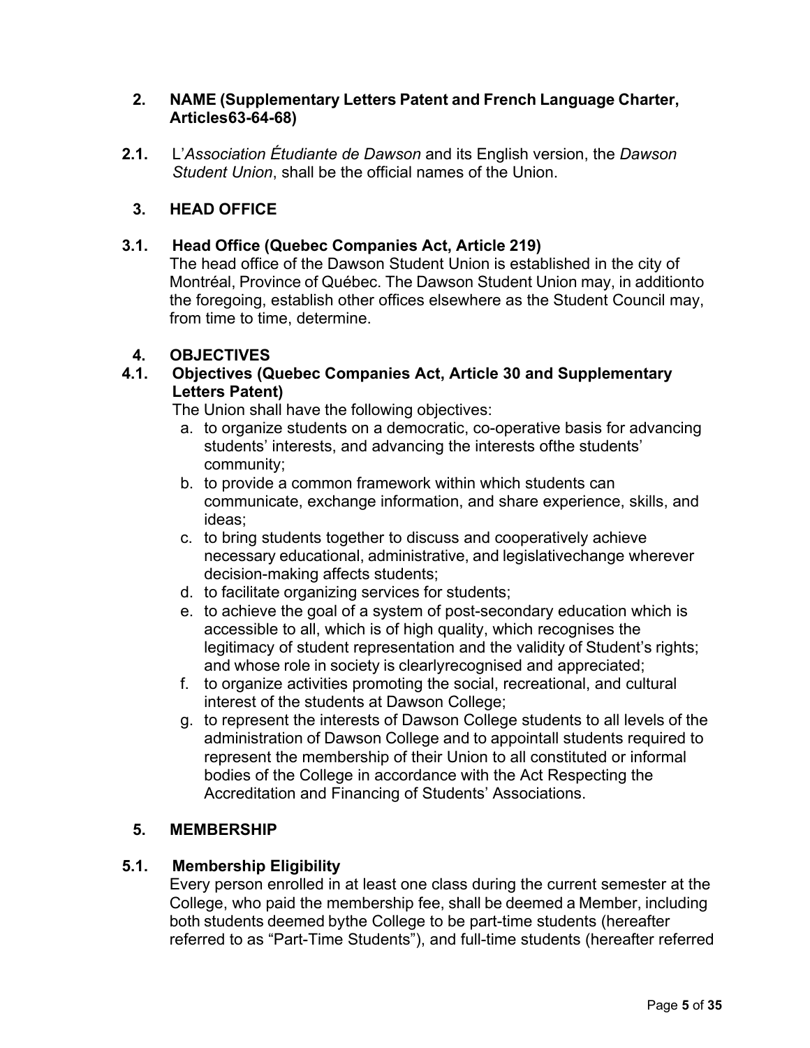## 2. NAME (Supplementary Letters Patent and French Language Charter, Articles63-64-68)

**2.1.** L'*Association Étudiante de Dawson* and its English version, the *Dawson Student Union*, shall be the official names of the Union.

## 3. HEAD OFFICE

### 3.1. Head Office (Quebec Companies Act, Article 219)

The head office of the Dawson Student Union is established in the city of Montréal, Province of Québec. The Dawson Student Union may, in additionto the foregoing, establish other offices elsewhere as the Student Council may, from time to time, determine.

## 4. OBJECTIVES

### 4.1. Objectives (Quebec Companies Act, Article 30 and Supplementary Letters Patent)

The Union shall have the following objectives:

a. to organize students on a democratic, co-operative basis for advancing students' interests, and advancing the interests ofthe students' community;
b. to provide a common framework within which students can communicate, exchange information, and share experience, skills, and ideas;
c. to bring students together to discuss and cooperatively achieve necessary educational, administrative, and legislativechange wherever decision-making affects students;
d. to facilitate organizing services for students;
e. to achieve the goal of a system of post-secondary education which is accessible to all, which is of high quality, which recognises the legitimacy of student representation and the validity of Student's rights; and whose role in society is clearlyrecognised and appreciated;
f. to organize activities promoting the social, recreational, and cultural interest of the students at Dawson College;
g. to represent the interests of Dawson College students to all levels of the administration of Dawson College and to appointall students required to represent the membership of their Union to all constituted or informal bodies of the College in accordance with the Act Respecting the Accreditation and Financing of Students' Associations.

## 5. MEMBERSHIP

### 5.1. Membership Eligibility

Every person enrolled in at least one class during the current semester at the College, who paid the membership fee, shall be deemed a Member, including both students deemed bythe College to be part-time students (hereafter referred to as "Part-Time Students"), and full-time students (hereafter referred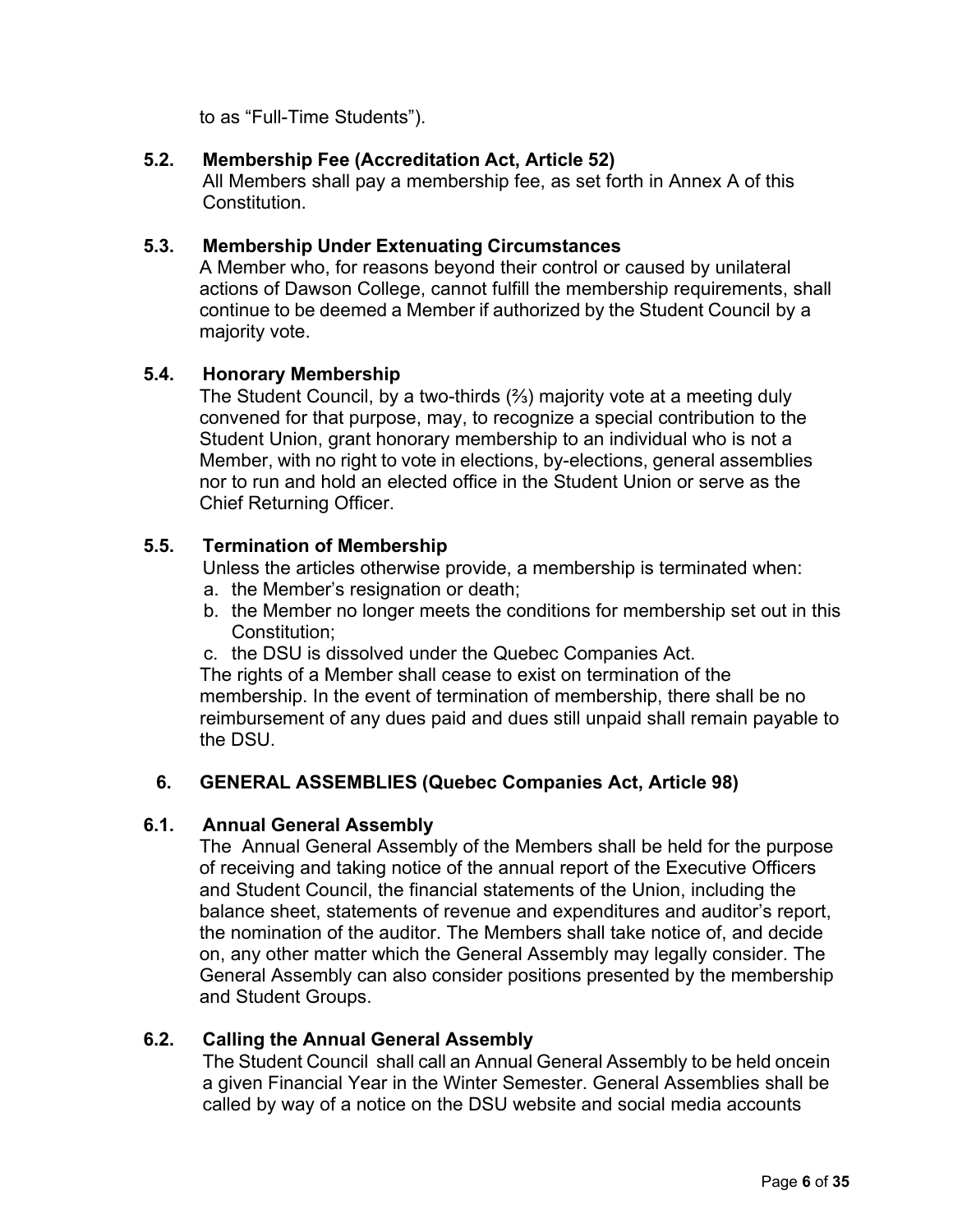to as “Full-Time Students”).

### 5.2. Membership Fee (Accreditation Act, Article 52)

All Members shall pay a membership fee, as set forth in Annex A of this Constitution.

### 5.3. Membership Under Extenuating Circumstances

A Member who, for reasons beyond their control or caused by unilateral actions of Dawson College, cannot fulfill the membership requirements, shall continue to be deemed a Member if authorized by the Student Council by a majority vote.

### 5.4. Honorary Membership

The Student Council, by a two-thirds (⅔) majority vote at a meeting duly convened for that purpose, may, to recognize a special contribution to the Student Union, grant honorary membership to an individual who is not a Member, with no right to vote in elections, by-elections, general assemblies nor to run and hold an elected office in the Student Union or serve as the Chief Returning Officer.

### 5.5. Termination of Membership

Unless the articles otherwise provide, a membership is terminated when:

a. the Member’s resignation or death;
b. the Member no longer meets the conditions for membership set out in this Constitution;
c. the DSU is dissolved under the Quebec Companies Act.

The rights of a Member shall cease to exist on termination of the membership. In the event of termination of membership, there shall be no reimbursement of any dues paid and dues still unpaid shall remain payable to the DSU.

## 6. GENERAL ASSEMBLIES (Quebec Companies Act, Article 98)

### 6.1. Annual General Assembly

The Annual General Assembly of the Members shall be held for the purpose of receiving and taking notice of the annual report of the Executive Officers and Student Council, the financial statements of the Union, including the balance sheet, statements of revenue and expenditures and auditor’s report, the nomination of the auditor. The Members shall take notice of, and decide on, any other matter which the General Assembly may legally consider. The General Assembly can also consider positions presented by the membership and Student Groups.

### 6.2. Calling the Annual General Assembly

The Student Council shall call an Annual General Assembly to be held oncein a given Financial Year in the Winter Semester. General Assemblies shall be called by way of a notice on the DSU website and social media accounts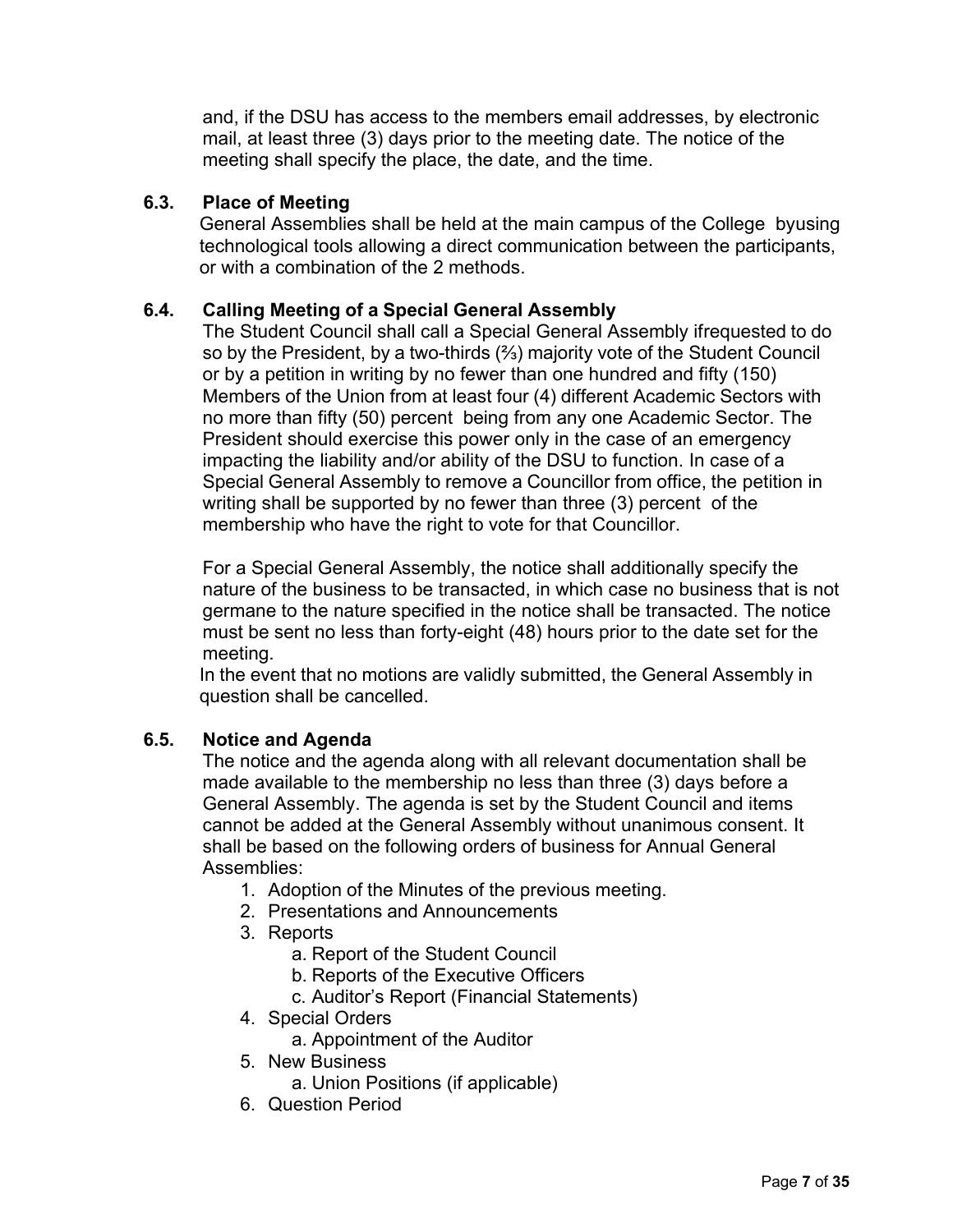and, if the DSU has access to the members email addresses, by electronic mail, at least three (3) days prior to the meeting date. The notice of the meeting shall specify the place, the date, and the time.

### 6.3. Place of Meeting

General Assemblies shall be held at the main campus of the College byusing technological tools allowing a direct communication between the participants, or with a combination of the 2 methods.

### 6.4. Calling Meeting of a Special General Assembly

The Student Council shall call a Special General Assembly ifrequested to do so by the President, by a two-thirds (⅔) majority vote of the Student Council or by a petition in writing by no fewer than one hundred and fifty (150) Members of the Union from at least four (4) different Academic Sectors with no more than fifty (50) percent being from any one Academic Sector. The President should exercise this power only in the case of an emergency impacting the liability and/or ability of the DSU to function. In case of a Special General Assembly to remove a Councillor from office, the petition in writing shall be supported by no fewer than three (3) percent of the membership who have the right to vote for that Councillor.

For a Special General Assembly, the notice shall additionally specify the nature of the business to be transacted, in which case no business that is not germane to the nature specified in the notice shall be transacted. The notice must be sent no less than forty-eight (48) hours prior to the date set for the meeting.

In the event that no motions are validly submitted, the General Assembly in question shall be cancelled.

### 6.5. Notice and Agenda

The notice and the agenda along with all relevant documentation shall be made available to the membership no less than three (3) days before a General Assembly. The agenda is set by the Student Council and items cannot be added at the General Assembly without unanimous consent. It shall be based on the following orders of business for Annual General Assemblies:

1. Adoption of the Minutes of the previous meeting.
2. Presentations and Announcements
3. Reports
   a. Report of the Student Council
   b. Reports of the Executive Officers
   c. Auditor's Report (Financial Statements)
4. Special Orders
   a. Appointment of the Auditor
5. New Business
   a. Union Positions (if applicable)
6. Question Period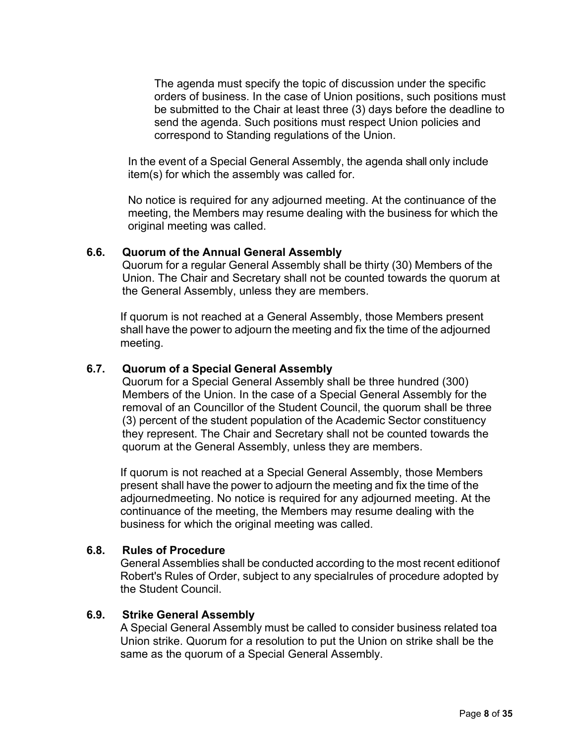The agenda must specify the topic of discussion under the specific orders of business. In the case of Union positions, such positions must be submitted to the Chair at least three (3) days before the deadline to send the agenda. Such positions must respect Union policies and correspond to Standing regulations of the Union.

In the event of a Special General Assembly, the agenda shall only include item(s) for which the assembly was called for.

No notice is required for any adjourned meeting. At the continuance of the meeting, the Members may resume dealing with the business for which the original meeting was called.

### 6.6. Quorum of the Annual General Assembly

Quorum for a regular General Assembly shall be thirty (30) Members of the Union. The Chair and Secretary shall not be counted towards the quorum at the General Assembly, unless they are members.

If quorum is not reached at a General Assembly, those Members present shall have the power to adjourn the meeting and fix the time of the adjourned meeting.

### 6.7. Quorum of a Special General Assembly

Quorum for a Special General Assembly shall be three hundred (300) Members of the Union. In the case of a Special General Assembly for the removal of an Councillor of the Student Council, the quorum shall be three (3) percent of the student population of the Academic Sector constituency they represent. The Chair and Secretary shall not be counted towards the quorum at the General Assembly, unless they are members.

If quorum is not reached at a Special General Assembly, those Members present shall have the power to adjourn the meeting and fix the time of the adjournedmeeting. No notice is required for any adjourned meeting. At the continuance of the meeting, the Members may resume dealing with the business for which the original meeting was called.

### 6.8. Rules of Procedure

General Assemblies shall be conducted according to the most recent editionof Robert's Rules of Order, subject to any specialrules of procedure adopted by the Student Council.

### 6.9. Strike General Assembly

A Special General Assembly must be called to consider business related toa Union strike. Quorum for a resolution to put the Union on strike shall be the same as the quorum of a Special General Assembly.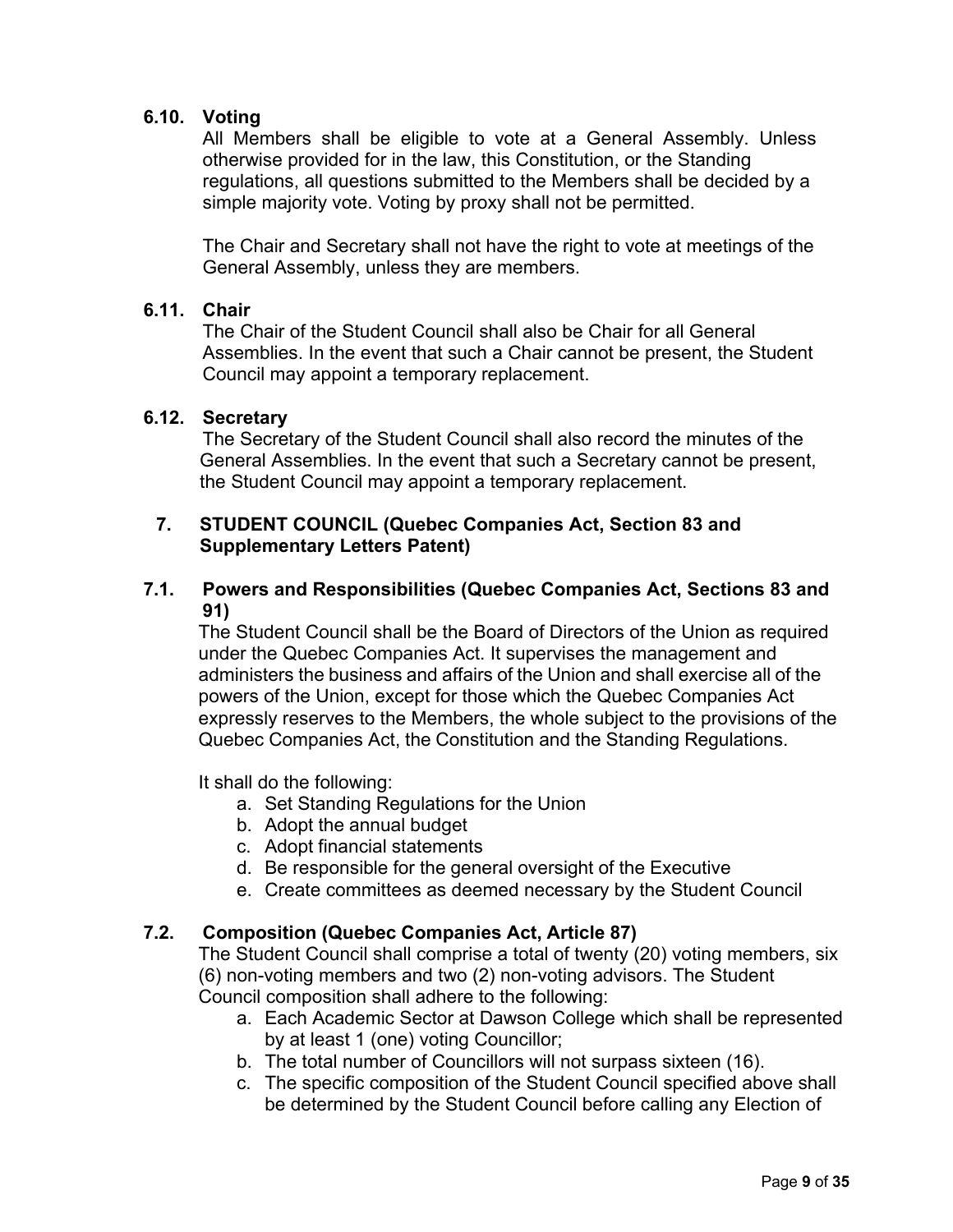### 6.10. Voting

All Members shall be eligible to vote at a General Assembly. Unless otherwise provided for in the law, this Constitution, or the Standing regulations, all questions submitted to the Members shall be decided by a simple majority vote. Voting by proxy shall not be permitted.

The Chair and Secretary shall not have the right to vote at meetings of the General Assembly, unless they are members.

### 6.11. Chair

The Chair of the Student Council shall also be Chair for all General Assemblies. In the event that such a Chair cannot be present, the Student Council may appoint a temporary replacement.

### 6.12. Secretary

The Secretary of the Student Council shall also record the minutes of the General Assemblies. In the event that such a Secretary cannot be present, the Student Council may appoint a temporary replacement.

## 7. STUDENT COUNCIL (Quebec Companies Act, Section 83 and Supplementary Letters Patent)

### 7.1. Powers and Responsibilities (Quebec Companies Act, Sections 83 and 91)

The Student Council shall be the Board of Directors of the Union as required under the Quebec Companies Act. It supervises the management and administers the business and affairs of the Union and shall exercise all of the powers of the Union, except for those which the Quebec Companies Act expressly reserves to the Members, the whole subject to the provisions of the Quebec Companies Act, the Constitution and the Standing Regulations.

It shall do the following:

a. Set Standing Regulations for the Union
b. Adopt the annual budget
c. Adopt financial statements
d. Be responsible for the general oversight of the Executive
e. Create committees as deemed necessary by the Student Council

### 7.2. Composition (Quebec Companies Act, Article 87)

The Student Council shall comprise a total of twenty (20) voting members, six (6) non-voting members and two (2) non-voting advisors. The Student Council composition shall adhere to the following:

a. Each Academic Sector at Dawson College which shall be represented by at least 1 (one) voting Councillor;
b. The total number of Councillors will not surpass sixteen (16).
c. The specific composition of the Student Council specified above shall be determined by the Student Council before calling any Election of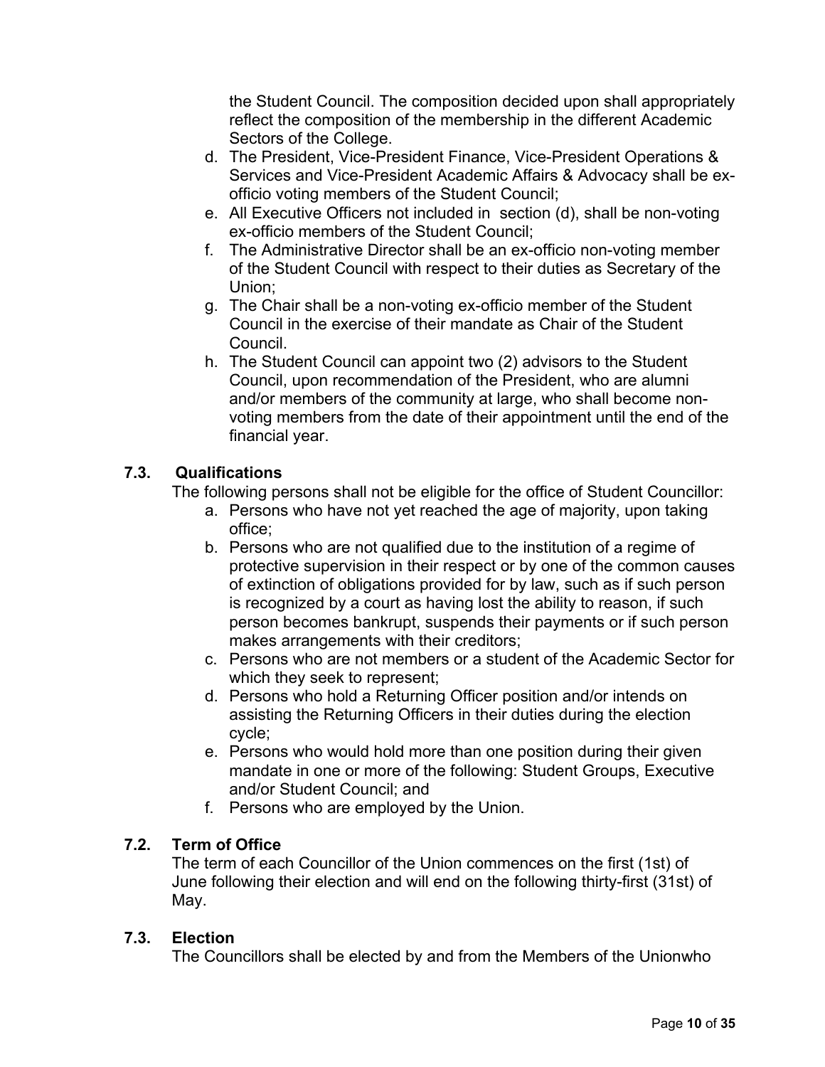the Student Council. The composition decided upon shall appropriately reflect the composition of the membership in the different Academic Sectors of the College.

d. The President, Vice-President Finance, Vice-President Operations & Services and Vice-President Academic Affairs & Advocacy shall be ex-officio voting members of the Student Council;
e. All Executive Officers not included in section (d), shall be non-voting ex-officio members of the Student Council;
f. The Administrative Director shall be an ex-officio non-voting member of the Student Council with respect to their duties as Secretary of the Union;
g. The Chair shall be a non-voting ex-officio member of the Student Council in the exercise of their mandate as Chair of the Student Council.
h. The Student Council can appoint two (2) advisors to the Student Council, upon recommendation of the President, who are alumni and/or members of the community at large, who shall become non-voting members from the date of their appointment until the end of the financial year.

### 7.3. Qualifications

The following persons shall not be eligible for the office of Student Councillor:

a. Persons who have not yet reached the age of majority, upon taking office;
b. Persons who are not qualified due to the institution of a regime of protective supervision in their respect or by one of the common causes of extinction of obligations provided for by law, such as if such person is recognized by a court as having lost the ability to reason, if such person becomes bankrupt, suspends their payments or if such person makes arrangements with their creditors;
c. Persons who are not members or a student of the Academic Sector for which they seek to represent;
d. Persons who hold a Returning Officer position and/or intends on assisting the Returning Officers in their duties during the election cycle;
e. Persons who would hold more than one position during their given mandate in one or more of the following: Student Groups, Executive and/or Student Council; and
f. Persons who are employed by the Union.

### 7.2. Term of Office

The term of each Councillor of the Union commences on the first (1st) of June following their election and will end on the following thirty-first (31st) of May.

### 7.3. Election

The Councillors shall be elected by and from the Members of the Unionwho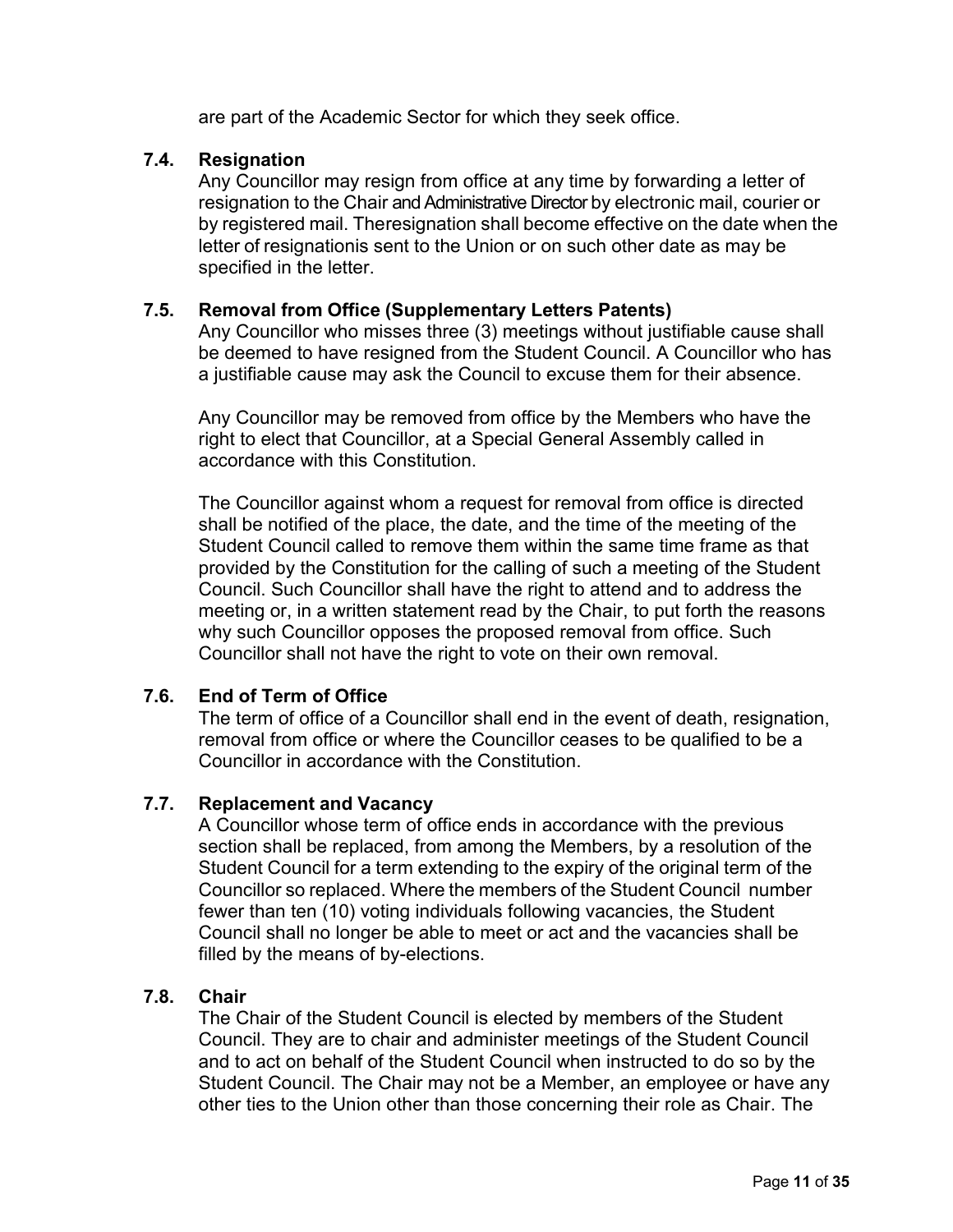are part of the Academic Sector for which they seek office.

### 7.4. Resignation

Any Councillor may resign from office at any time by forwarding a letter of resignation to the Chair and Administrative Director by electronic mail, courier or by registered mail. Theresignation shall become effective on the date when the letter of resignationis sent to the Union or on such other date as may be specified in the letter.

### 7.5. Removal from Office (Supplementary Letters Patents)

Any Councillor who misses three (3) meetings without justifiable cause shall be deemed to have resigned from the Student Council. A Councillor who has a justifiable cause may ask the Council to excuse them for their absence.

Any Councillor may be removed from office by the Members who have the right to elect that Councillor, at a Special General Assembly called in accordance with this Constitution.

The Councillor against whom a request for removal from office is directed shall be notified of the place, the date, and the time of the meeting of the Student Council called to remove them within the same time frame as that provided by the Constitution for the calling of such a meeting of the Student Council. Such Councillor shall have the right to attend and to address the meeting or, in a written statement read by the Chair, to put forth the reasons why such Councillor opposes the proposed removal from office. Such Councillor shall not have the right to vote on their own removal.

### 7.6. End of Term of Office

The term of office of a Councillor shall end in the event of death, resignation, removal from office or where the Councillor ceases to be qualified to be a Councillor in accordance with the Constitution.

### 7.7. Replacement and Vacancy

A Councillor whose term of office ends in accordance with the previous section shall be replaced, from among the Members, by a resolution of the Student Council for a term extending to the expiry of the original term of the Councillor so replaced. Where the members of the Student Council number fewer than ten (10) voting individuals following vacancies, the Student Council shall no longer be able to meet or act and the vacancies shall be filled by the means of by-elections.

### 7.8. Chair

The Chair of the Student Council is elected by members of the Student Council. They are to chair and administer meetings of the Student Council and to act on behalf of the Student Council when instructed to do so by the Student Council. The Chair may not be a Member, an employee or have any other ties to the Union other than those concerning their role as Chair. The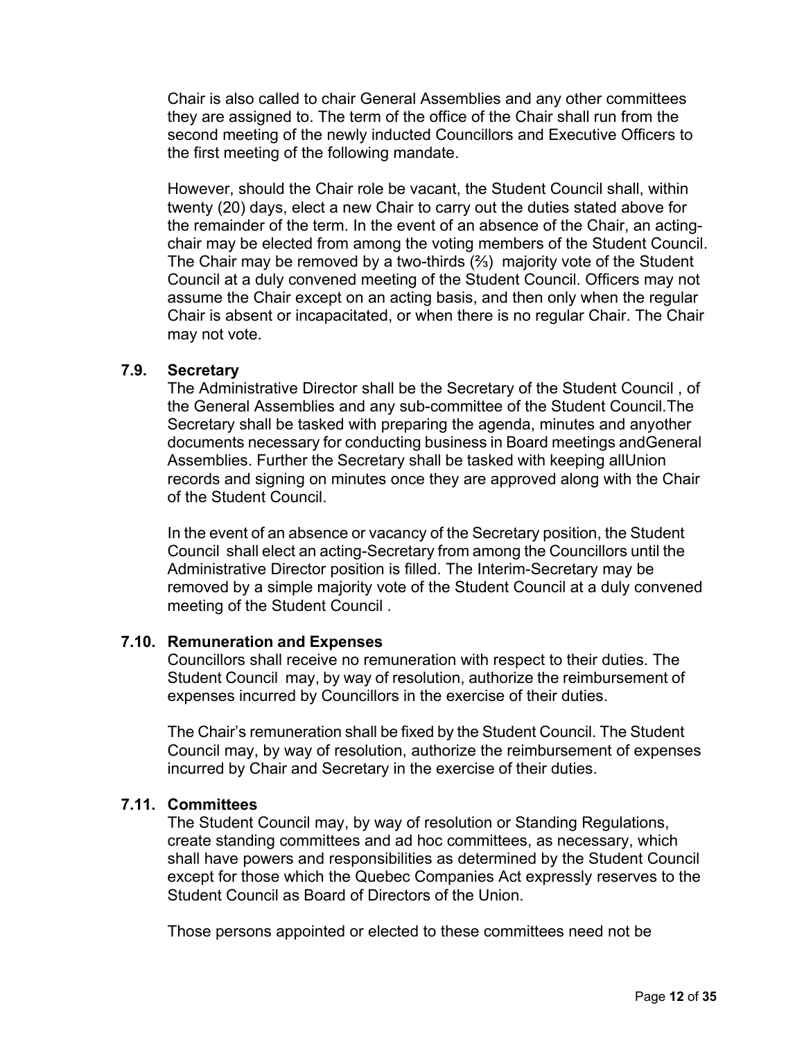Chair is also called to chair General Assemblies and any other committees they are assigned to. The term of the office of the Chair shall run from the second meeting of the newly inducted Councillors and Executive Officers to the first meeting of the following mandate.

However, should the Chair role be vacant, the Student Council shall, within twenty (20) days, elect a new Chair to carry out the duties stated above for the remainder of the term. In the event of an absence of the Chair, an acting-chair may be elected from among the voting members of the Student Council. The Chair may be removed by a two-thirds (⅔) majority vote of the Student Council at a duly convened meeting of the Student Council. Officers may not assume the Chair except on an acting basis, and then only when the regular Chair is absent or incapacitated, or when there is no regular Chair. The Chair may not vote.

### 7.9. Secretary

The Administrative Director shall be the Secretary of the Student Council , of the General Assemblies and any sub-committee of the Student Council.The Secretary shall be tasked with preparing the agenda, minutes and anyother documents necessary for conducting business in Board meetings andGeneral Assemblies. Further the Secretary shall be tasked with keeping allUnion records and signing on minutes once they are approved along with the Chair of the Student Council.

In the event of an absence or vacancy of the Secretary position, the Student Council shall elect an acting-Secretary from among the Councillors until the Administrative Director position is filled. The Interim-Secretary may be removed by a simple majority vote of the Student Council at a duly convened meeting of the Student Council .

### 7.10. Remuneration and Expenses

Councillors shall receive no remuneration with respect to their duties. The Student Council may, by way of resolution, authorize the reimbursement of expenses incurred by Councillors in the exercise of their duties.

The Chair's remuneration shall be fixed by the Student Council. The Student Council may, by way of resolution, authorize the reimbursement of expenses incurred by Chair and Secretary in the exercise of their duties.

### 7.11. Committees

The Student Council may, by way of resolution or Standing Regulations, create standing committees and ad hoc committees, as necessary, which shall have powers and responsibilities as determined by the Student Council except for those which the Quebec Companies Act expressly reserves to the Student Council as Board of Directors of the Union.

Those persons appointed or elected to these committees need not be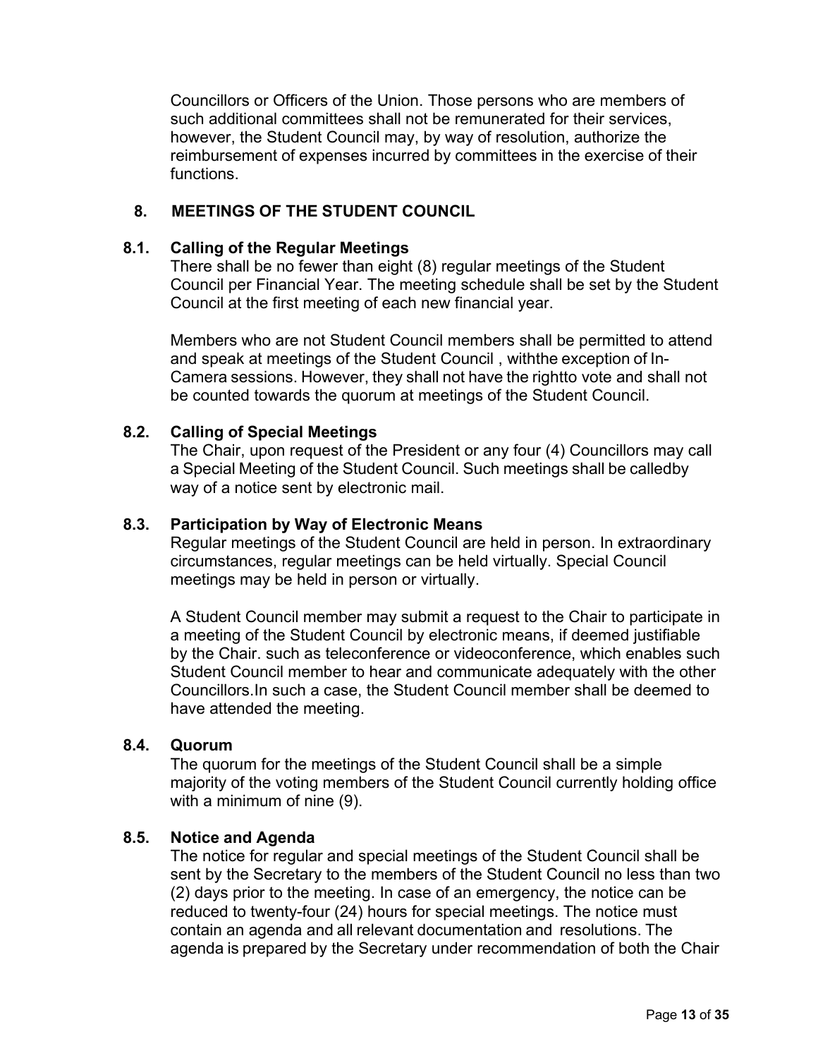Councillors or Officers of the Union. Those persons who are members of such additional committees shall not be remunerated for their services, however, the Student Council may, by way of resolution, authorize the reimbursement of expenses incurred by committees in the exercise of their functions.

## 8. MEETINGS OF THE STUDENT COUNCIL

### 8.1. Calling of the Regular Meetings

There shall be no fewer than eight (8) regular meetings of the Student Council per Financial Year. The meeting schedule shall be set by the Student Council at the first meeting of each new financial year.

Members who are not Student Council members shall be permitted to attend and speak at meetings of the Student Council , withthe exception of In-Camera sessions. However, they shall not have the rightto vote and shall not be counted towards the quorum at meetings of the Student Council.

### 8.2. Calling of Special Meetings

The Chair, upon request of the President or any four (4) Councillors may call a Special Meeting of the Student Council. Such meetings shall be calledby way of a notice sent by electronic mail.

### 8.3. Participation by Way of Electronic Means

Regular meetings of the Student Council are held in person. In extraordinary circumstances, regular meetings can be held virtually. Special Council meetings may be held in person or virtually.

A Student Council member may submit a request to the Chair to participate in a meeting of the Student Council by electronic means, if deemed justifiable by the Chair. such as teleconference or videoconference, which enables such Student Council member to hear and communicate adequately with the other Councillors.In such a case, the Student Council member shall be deemed to have attended the meeting.

### 8.4. Quorum

The quorum for the meetings of the Student Council shall be a simple majority of the voting members of the Student Council currently holding office with a minimum of nine (9).

### 8.5. Notice and Agenda

The notice for regular and special meetings of the Student Council shall be sent by the Secretary to the members of the Student Council no less than two (2) days prior to the meeting. In case of an emergency, the notice can be reduced to twenty-four (24) hours for special meetings. The notice must contain an agenda and all relevant documentation and resolutions. The agenda is prepared by the Secretary under recommendation of both the Chair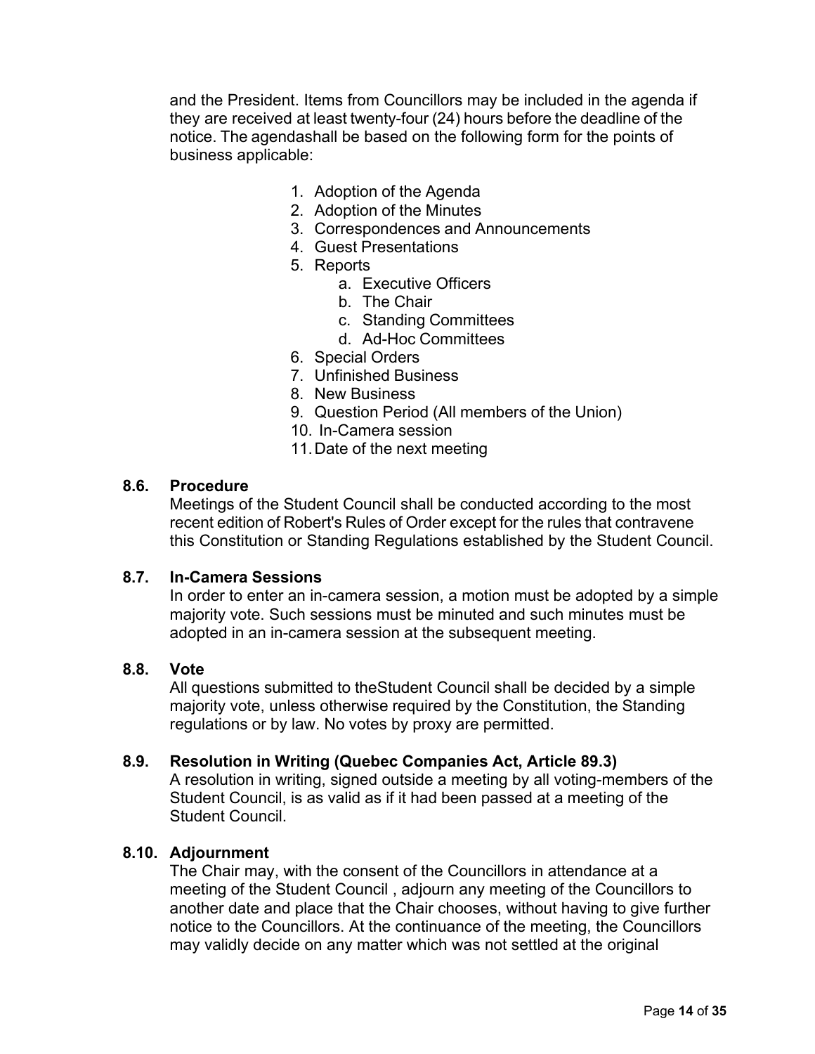and the President. Items from Councillors may be included in the agenda if they are received at least twenty-four (24) hours before the deadline of the notice. The agendashall be based on the following form for the points of business applicable:

1. Adoption of the Agenda
2. Adoption of the Minutes
3. Correspondences and Announcements
4. Guest Presentations
5. Reports
    a. Executive Officers
    b. The Chair
    c. Standing Committees
    d. Ad-Hoc Committees
6. Special Orders
7. Unfinished Business
8. New Business
9. Question Period (All members of the Union)
10. In-Camera session
11. Date of the next meeting

### 8.6. Procedure

Meetings of the Student Council shall be conducted according to the most recent edition of Robert's Rules of Order except for the rules that contravene this Constitution or Standing Regulations established by the Student Council.

### 8.7. In-Camera Sessions

In order to enter an in-camera session, a motion must be adopted by a simple majority vote. Such sessions must be minuted and such minutes must be adopted in an in-camera session at the subsequent meeting.

### 8.8. Vote

All questions submitted to theStudent Council shall be decided by a simple majority vote, unless otherwise required by the Constitution, the Standing regulations or by law. No votes by proxy are permitted.

### 8.9. Resolution in Writing (Quebec Companies Act, Article 89.3)

A resolution in writing, signed outside a meeting by all voting-members of the Student Council, is as valid as if it had been passed at a meeting of the Student Council.

### 8.10. Adjournment

The Chair may, with the consent of the Councillors in attendance at a meeting of the Student Council , adjourn any meeting of the Councillors to another date and place that the Chair chooses, without having to give further notice to the Councillors. At the continuance of the meeting, the Councillors may validly decide on any matter which was not settled at the original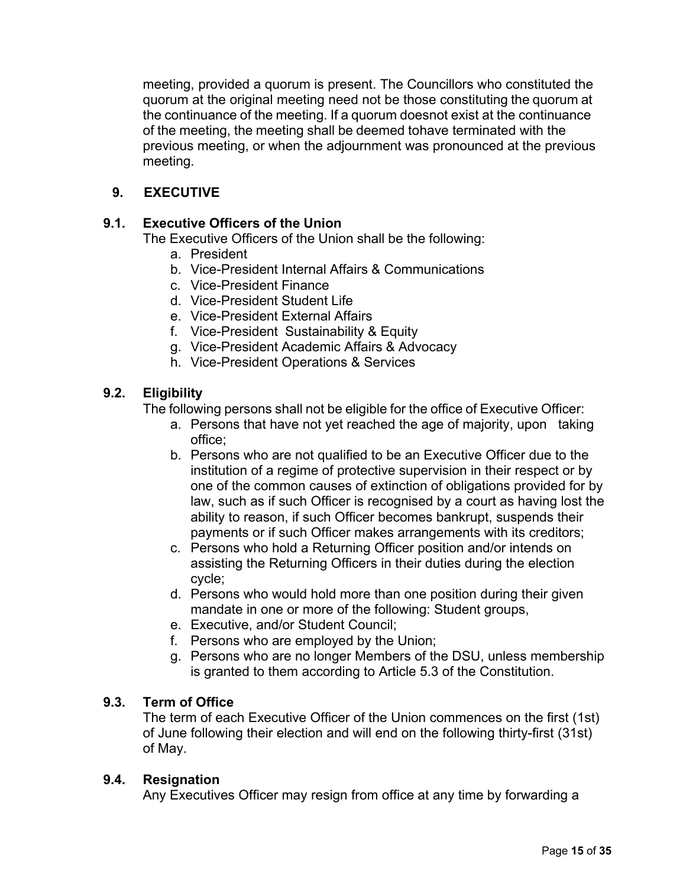meeting, provided a quorum is present. The Councillors who constituted the quorum at the original meeting need not be those constituting the quorum at the continuance of the meeting. If a quorum doesnot exist at the continuance of the meeting, the meeting shall be deemed tohave terminated with the previous meeting, or when the adjournment was pronounced at the previous meeting.

## 9. EXECUTIVE

### 9.1. Executive Officers of the Union

The Executive Officers of the Union shall be the following:

a. President
b. Vice-President Internal Affairs & Communications
c. Vice-President Finance
d. Vice-President Student Life
e. Vice-President External Affairs
f. Vice-President Sustainability & Equity
g. Vice-President Academic Affairs & Advocacy
h. Vice-President Operations & Services

### 9.2. Eligibility

The following persons shall not be eligible for the office of Executive Officer:

a. Persons that have not yet reached the age of majority, upon taking office;
b. Persons who are not qualified to be an Executive Officer due to the institution of a regime of protective supervision in their respect or by one of the common causes of extinction of obligations provided for by law, such as if such Officer is recognised by a court as having lost the ability to reason, if such Officer becomes bankrupt, suspends their payments or if such Officer makes arrangements with its creditors;
c. Persons who hold a Returning Officer position and/or intends on assisting the Returning Officers in their duties during the election cycle;
d. Persons who would hold more than one position during their given mandate in one or more of the following: Student groups,
e. Executive, and/or Student Council;
f. Persons who are employed by the Union;
g. Persons who are no longer Members of the DSU, unless membership is granted to them according to Article 5.3 of the Constitution.

### 9.3. Term of Office

The term of each Executive Officer of the Union commences on the first (1st) of June following their election and will end on the following thirty-first (31st) of May.

### 9.4. Resignation

Any Executives Officer may resign from office at any time by forwarding a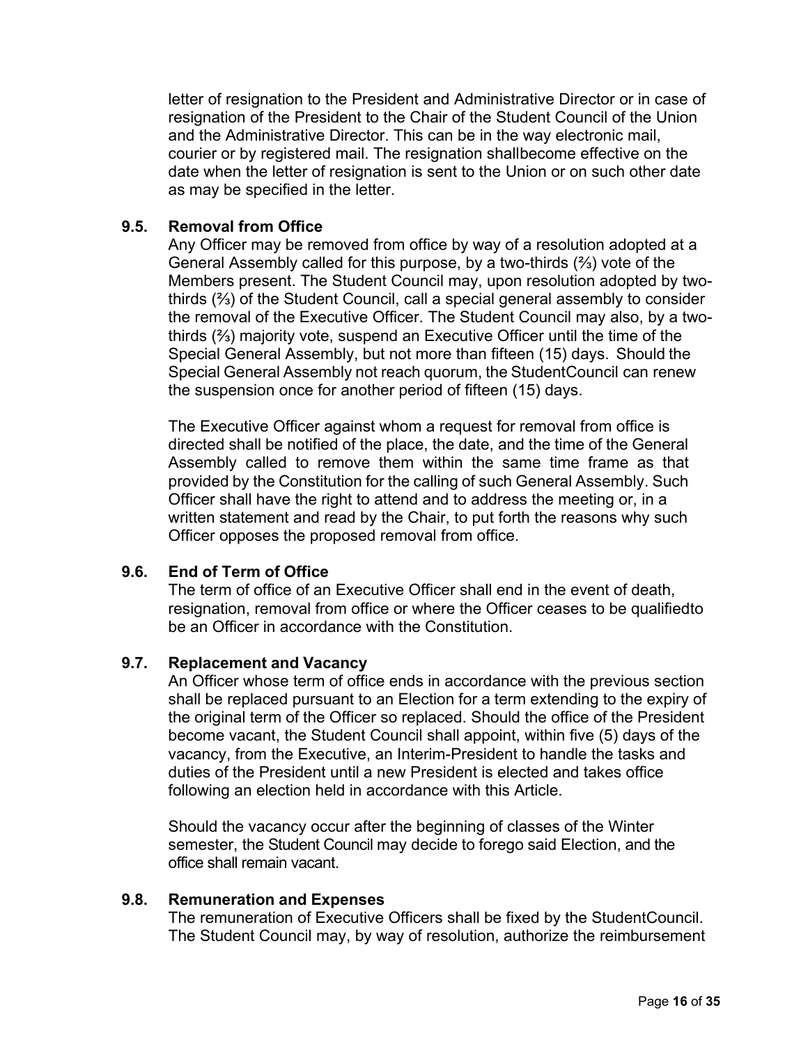letter of resignation to the President and Administrative Director or in case of resignation of the President to the Chair of the Student Council of the Union and the Administrative Director. This can be in the way electronic mail, courier or by registered mail. The resignation shallbecome effective on the date when the letter of resignation is sent to the Union or on such other date as may be specified in the letter.

### 9.5. Removal from Office

Any Officer may be removed from office by way of a resolution adopted at a General Assembly called for this purpose, by a two-thirds (⅔) vote of the Members present. The Student Council may, upon resolution adopted by two-thirds (⅔) of the Student Council, call a special general assembly to consider the removal of the Executive Officer. The Student Council may also, by a two-thirds (⅔) majority vote, suspend an Executive Officer until the time of the Special General Assembly, but not more than fifteen (15) days. Should the Special General Assembly not reach quorum, the StudentCouncil can renew the suspension once for another period of fifteen (15) days.

The Executive Officer against whom a request for removal from office is directed shall be notified of the place, the date, and the time of the General Assembly called to remove them within the same time frame as that provided by the Constitution for the calling of such General Assembly. Such Officer shall have the right to attend and to address the meeting or, in a written statement and read by the Chair, to put forth the reasons why such Officer opposes the proposed removal from office.

### 9.6. End of Term of Office

The term of office of an Executive Officer shall end in the event of death, resignation, removal from office or where the Officer ceases to be qualifiedto be an Officer in accordance with the Constitution.

### 9.7. Replacement and Vacancy

An Officer whose term of office ends in accordance with the previous section shall be replaced pursuant to an Election for a term extending to the expiry of the original term of the Officer so replaced. Should the office of the President become vacant, the Student Council shall appoint, within five (5) days of the vacancy, from the Executive, an Interim-President to handle the tasks and duties of the President until a new President is elected and takes office following an election held in accordance with this Article.

Should the vacancy occur after the beginning of classes of the Winter semester, the Student Council may decide to forego said Election, and the office shall remain vacant.

### 9.8. Remuneration and Expenses

The remuneration of Executive Officers shall be fixed by the StudentCouncil. The Student Council may, by way of resolution, authorize the reimbursement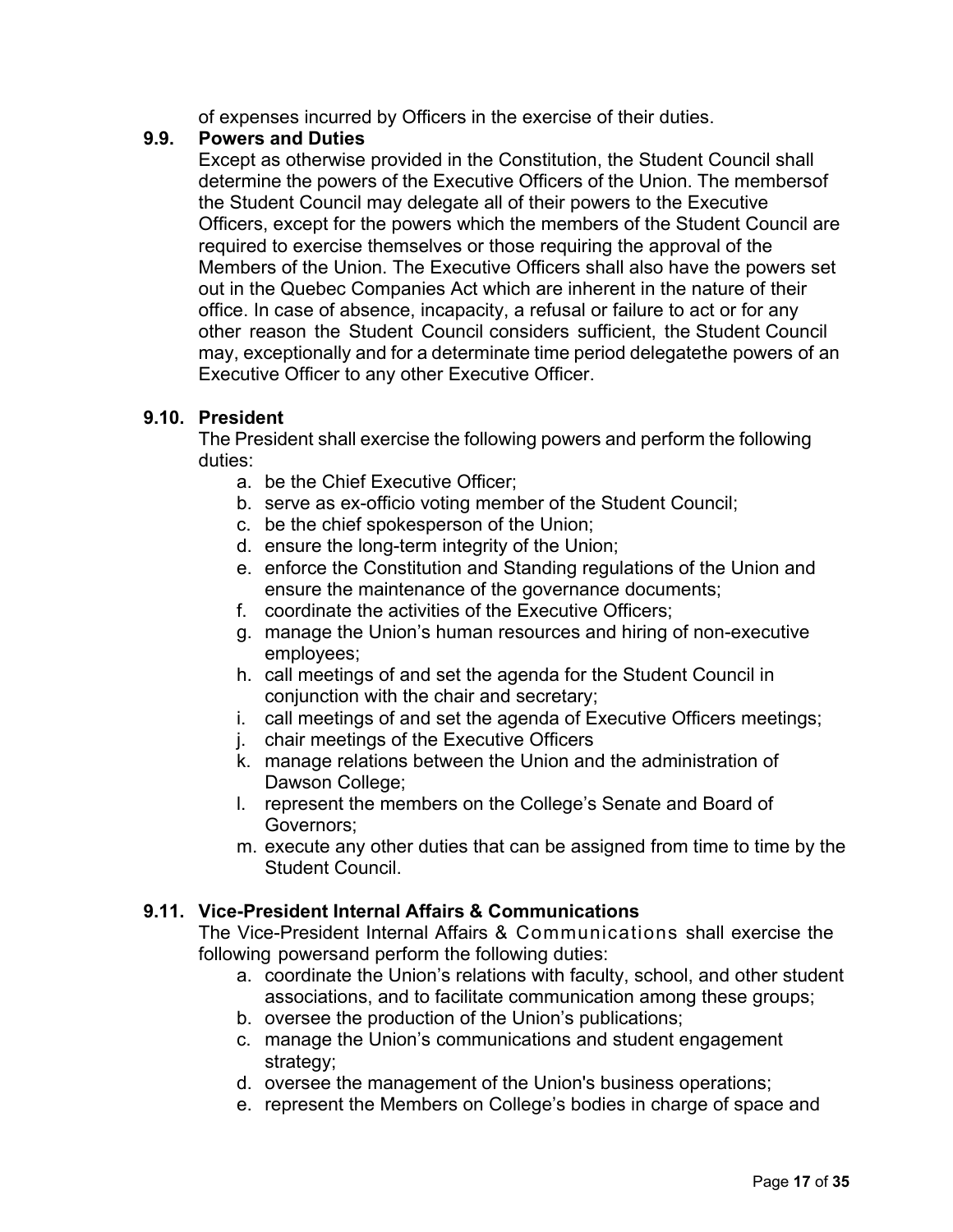of expenses incurred by Officers in the exercise of their duties.

### 9.9. Powers and Duties

Except as otherwise provided in the Constitution, the Student Council shall determine the powers of the Executive Officers of the Union. The membersof the Student Council may delegate all of their powers to the Executive Officers, except for the powers which the members of the Student Council are required to exercise themselves or those requiring the approval of the Members of the Union. The Executive Officers shall also have the powers set out in the Quebec Companies Act which are inherent in the nature of their office. In case of absence, incapacity, a refusal or failure to act or for any other reason the Student Council considers sufficient, the Student Council may, exceptionally and for a determinate time period delegatethe powers of an Executive Officer to any other Executive Officer.

### 9.10. President

The President shall exercise the following powers and perform the following duties:

a. be the Chief Executive Officer;
b. serve as ex-officio voting member of the Student Council;
c. be the chief spokesperson of the Union;
d. ensure the long-term integrity of the Union;
e. enforce the Constitution and Standing regulations of the Union and ensure the maintenance of the governance documents;
f. coordinate the activities of the Executive Officers;
g. manage the Union's human resources and hiring of non-executive employees;
h. call meetings of and set the agenda for the Student Council in conjunction with the chair and secretary;
i. call meetings of and set the agenda of Executive Officers meetings;
j. chair meetings of the Executive Officers
k. manage relations between the Union and the administration of Dawson College;
l. represent the members on the College's Senate and Board of Governors;
m. execute any other duties that can be assigned from time to time by the Student Council.

### 9.11. Vice-President Internal Affairs & Communications

The Vice-President Internal Affairs & Communications shall exercise the following powersand perform the following duties:

a. coordinate the Union's relations with faculty, school, and other student associations, and to facilitate communication among these groups;
b. oversee the production of the Union's publications;
c. manage the Union's communications and student engagement strategy;
d. oversee the management of the Union's business operations;
e. represent the Members on College's bodies in charge of space and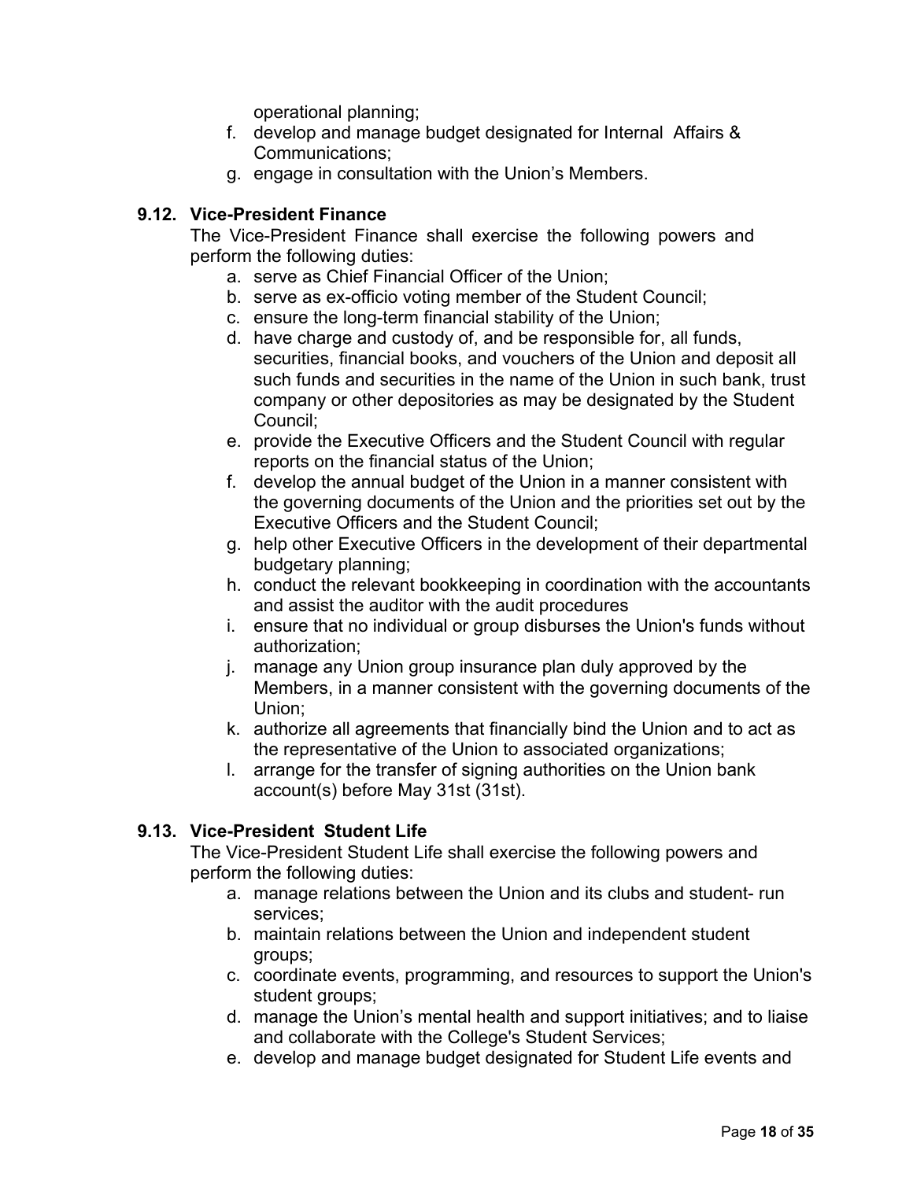operational planning;

f. develop and manage budget designated for Internal Affairs & Communications;
g. engage in consultation with the Union's Members.

### 9.12. Vice-President Finance

The Vice-President Finance shall exercise the following powers and perform the following duties:

a. serve as Chief Financial Officer of the Union;
b. serve as ex-officio voting member of the Student Council;
c. ensure the long-term financial stability of the Union;
d. have charge and custody of, and be responsible for, all funds, securities, financial books, and vouchers of the Union and deposit all such funds and securities in the name of the Union in such bank, trust company or other depositories as may be designated by the Student Council;
e. provide the Executive Officers and the Student Council with regular reports on the financial status of the Union;
f. develop the annual budget of the Union in a manner consistent with the governing documents of the Union and the priorities set out by the Executive Officers and the Student Council;
g. help other Executive Officers in the development of their departmental budgetary planning;
h. conduct the relevant bookkeeping in coordination with the accountants and assist the auditor with the audit procedures
i. ensure that no individual or group disburses the Union's funds without authorization;
j. manage any Union group insurance plan duly approved by the Members, in a manner consistent with the governing documents of the Union;
k. authorize all agreements that financially bind the Union and to act as the representative of the Union to associated organizations;
l. arrange for the transfer of signing authorities on the Union bank account(s) before May 31st (31st).

### 9.13. Vice-President Student Life

The Vice-President Student Life shall exercise the following powers and perform the following duties:

a. manage relations between the Union and its clubs and student- run services;
b. maintain relations between the Union and independent student groups;
c. coordinate events, programming, and resources to support the Union's student groups;
d. manage the Union's mental health and support initiatives; and to liaise and collaborate with the College's Student Services;
e. develop and manage budget designated for Student Life events and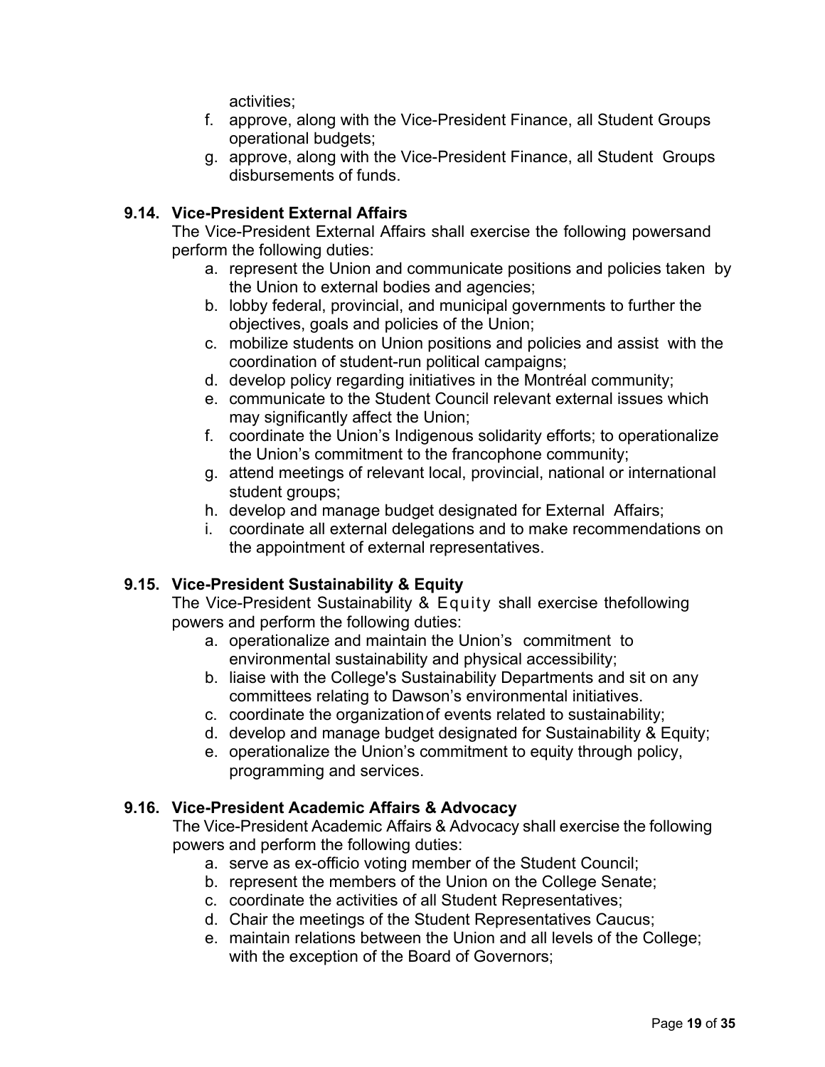activities;
    f. approve, along with the Vice-President Finance, all Student Groups operational budgets;
    g. approve, along with the Vice-President Finance, all Student Groups disbursements of funds.

### 9.14. Vice-President External Affairs

The Vice-President External Affairs shall exercise the following powersand perform the following duties:

a. represent the Union and communicate positions and policies taken by the Union to external bodies and agencies;
b. lobby federal, provincial, and municipal governments to further the objectives, goals and policies of the Union;
c. mobilize students on Union positions and policies and assist with the coordination of student-run political campaigns;
d. develop policy regarding initiatives in the Montréal community;
e. communicate to the Student Council relevant external issues which may significantly affect the Union;
f. coordinate the Union's Indigenous solidarity efforts; to operationalize the Union's commitment to the francophone community;
g. attend meetings of relevant local, provincial, national or international student groups;
h. develop and manage budget designated for External Affairs;
i. coordinate all external delegations and to make recommendations on the appointment of external representatives.

### 9.15. Vice-President Sustainability & Equity

The Vice-President Sustainability & Equity shall exercise thefollowing powers and perform the following duties:

a. operationalize and maintain the Union's commitment to environmental sustainability and physical accessibility;
b. liaise with the College's Sustainability Departments and sit on any committees relating to Dawson's environmental initiatives.
c. coordinate the organizationof events related to sustainability;
d. develop and manage budget designated for Sustainability & Equity;
e. operationalize the Union's commitment to equity through policy, programming and services.

### 9.16. Vice-President Academic Affairs & Advocacy

The Vice-President Academic Affairs & Advocacy shall exercise the following powers and perform the following duties:

a. serve as ex-officio voting member of the Student Council;
b. represent the members of the Union on the College Senate;
c. coordinate the activities of all Student Representatives;
d. Chair the meetings of the Student Representatives Caucus;
e. maintain relations between the Union and all levels of the College; with the exception of the Board of Governors;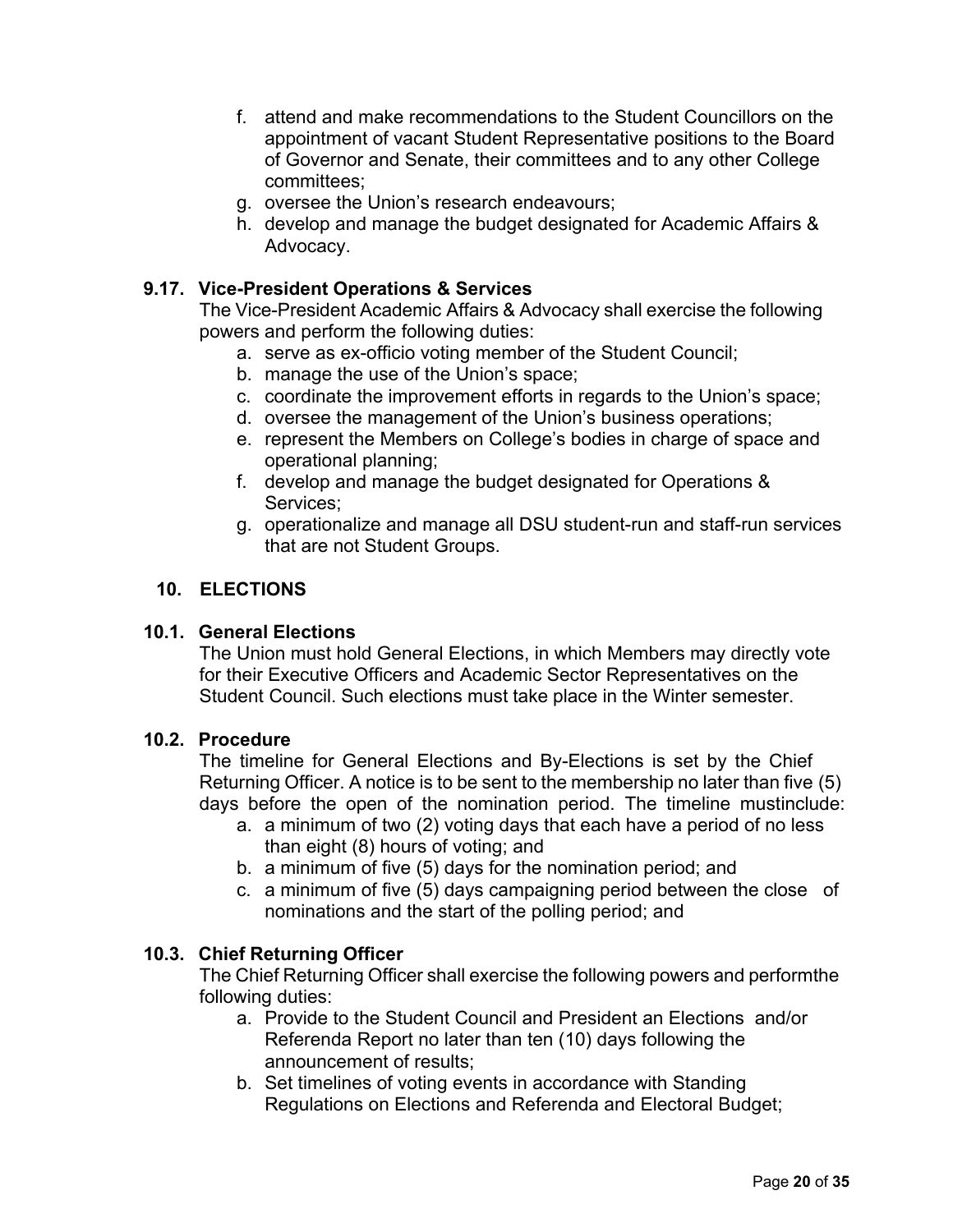f. attend and make recommendations to the Student Councillors on the appointment of vacant Student Representative positions to the Board of Governor and Senate, their committees and to any other College committees;
g. oversee the Union's research endeavours;
h. develop and manage the budget designated for Academic Affairs & Advocacy.

### 9.17. Vice-President Operations & Services

The Vice-President Academic Affairs & Advocacy shall exercise the following powers and perform the following duties:

a. serve as ex-officio voting member of the Student Council;
b. manage the use of the Union's space;
c. coordinate the improvement efforts in regards to the Union's space;
d. oversee the management of the Union's business operations;
e. represent the Members on College's bodies in charge of space and operational planning;
f. develop and manage the budget designated for Operations & Services;
g. operationalize and manage all DSU student-run and staff-run services that are not Student Groups.

## 10. ELECTIONS

### 10.1. General Elections

The Union must hold General Elections, in which Members may directly vote for their Executive Officers and Academic Sector Representatives on the Student Council. Such elections must take place in the Winter semester.

### 10.2. Procedure

The timeline for General Elections and By-Elections is set by the Chief Returning Officer. A notice is to be sent to the membership no later than five (5) days before the open of the nomination period. The timeline mustinclude:

a. a minimum of two (2) voting days that each have a period of no less than eight (8) hours of voting; and
b. a minimum of five (5) days for the nomination period; and
c. a minimum of five (5) days campaigning period between the close of nominations and the start of the polling period; and

### 10.3. Chief Returning Officer

The Chief Returning Officer shall exercise the following powers and performthe following duties:

a. Provide to the Student Council and President an Elections and/or Referenda Report no later than ten (10) days following the announcement of results;
b. Set timelines of voting events in accordance with Standing Regulations on Elections and Referenda and Electoral Budget;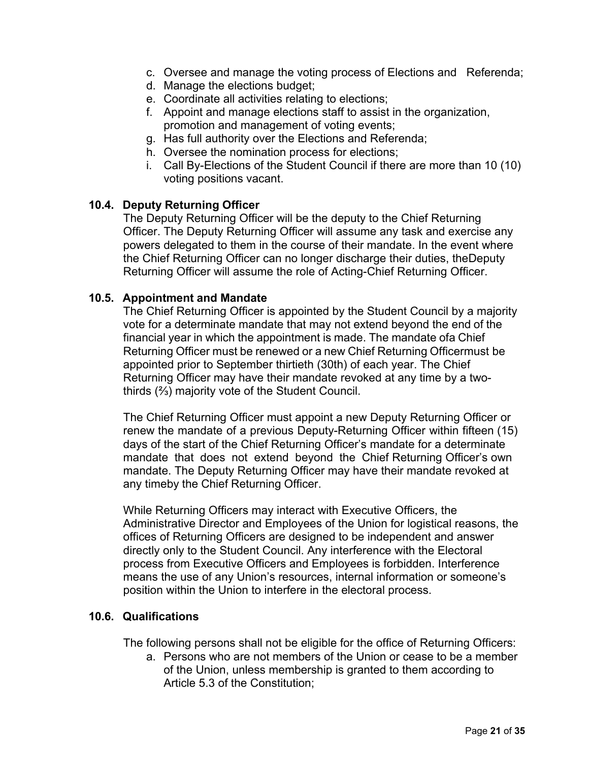c. Oversee and manage the voting process of Elections and Referenda;
d. Manage the elections budget;
e. Coordinate all activities relating to elections;
f. Appoint and manage elections staff to assist in the organization, promotion and management of voting events;
g. Has full authority over the Elections and Referenda;
h. Oversee the nomination process for elections;
i. Call By-Elections of the Student Council if there are more than 10 (10) voting positions vacant.

### 10.4. Deputy Returning Officer

The Deputy Returning Officer will be the deputy to the Chief Returning Officer. The Deputy Returning Officer will assume any task and exercise any powers delegated to them in the course of their mandate. In the event where the Chief Returning Officer can no longer discharge their duties, theDeputy Returning Officer will assume the role of Acting-Chief Returning Officer.

### 10.5. Appointment and Mandate

The Chief Returning Officer is appointed by the Student Council by a majority vote for a determinate mandate that may not extend beyond the end of the financial year in which the appointment is made. The mandate ofa Chief Returning Officer must be renewed or a new Chief Returning Officermust be appointed prior to September thirtieth (30th) of each year. The Chief Returning Officer may have their mandate revoked at any time by a two-thirds (⅔) majority vote of the Student Council.

The Chief Returning Officer must appoint a new Deputy Returning Officer or renew the mandate of a previous Deputy-Returning Officer within fifteen (15) days of the start of the Chief Returning Officer's mandate for a determinate mandate that does not extend beyond the Chief Returning Officer's own mandate. The Deputy Returning Officer may have their mandate revoked at any timeby the Chief Returning Officer.

While Returning Officers may interact with Executive Officers, the Administrative Director and Employees of the Union for logistical reasons, the offices of Returning Officers are designed to be independent and answer directly only to the Student Council. Any interference with the Electoral process from Executive Officers and Employees is forbidden. Interference means the use of any Union's resources, internal information or someone's position within the Union to interfere in the electoral process.

### 10.6. Qualifications

The following persons shall not be eligible for the office of Returning Officers:

a. Persons who are not members of the Union or cease to be a member of the Union, unless membership is granted to them according to Article 5.3 of the Constitution;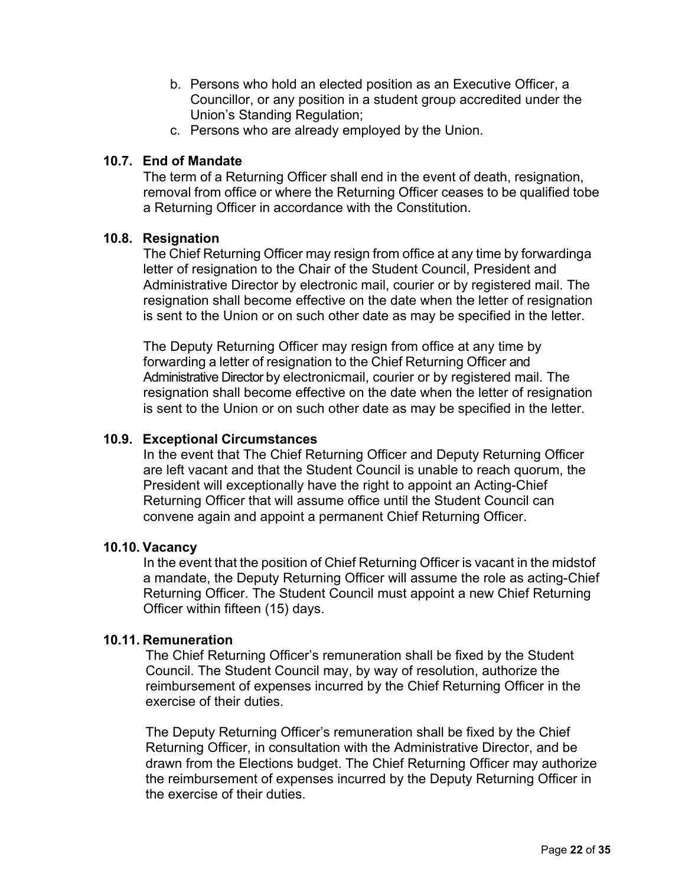b. Persons who hold an elected position as an Executive Officer, a Councillor, or any position in a student group accredited under the Union's Standing Regulation;
c. Persons who are already employed by the Union.

### 10.7. End of Mandate

The term of a Returning Officer shall end in the event of death, resignation, removal from office or where the Returning Officer ceases to be qualified tobe a Returning Officer in accordance with the Constitution.

### 10.8. Resignation

The Chief Returning Officer may resign from office at any time by forwardinga letter of resignation to the Chair of the Student Council, President and Administrative Director by electronic mail, courier or by registered mail. The resignation shall become effective on the date when the letter of resignation is sent to the Union or on such other date as may be specified in the letter.

The Deputy Returning Officer may resign from office at any time by forwarding a letter of resignation to the Chief Returning Officer and Administrative Director by electronicmail, courier or by registered mail. The resignation shall become effective on the date when the letter of resignation is sent to the Union or on such other date as may be specified in the letter.

### 10.9. Exceptional Circumstances

In the event that The Chief Returning Officer and Deputy Returning Officer are left vacant and that the Student Council is unable to reach quorum, the President will exceptionally have the right to appoint an Acting-Chief Returning Officer that will assume office until the Student Council can convene again and appoint a permanent Chief Returning Officer.

### 10.10. Vacancy

In the event that the position of Chief Returning Officer is vacant in the midstof a mandate, the Deputy Returning Officer will assume the role as acting-Chief Returning Officer. The Student Council must appoint a new Chief Returning Officer within fifteen (15) days.

### 10.11. Remuneration

The Chief Returning Officer's remuneration shall be fixed by the Student Council. The Student Council may, by way of resolution, authorize the reimbursement of expenses incurred by the Chief Returning Officer in the exercise of their duties.

The Deputy Returning Officer's remuneration shall be fixed by the Chief Returning Officer, in consultation with the Administrative Director, and be drawn from the Elections budget. The Chief Returning Officer may authorize the reimbursement of expenses incurred by the Deputy Returning Officer in the exercise of their duties.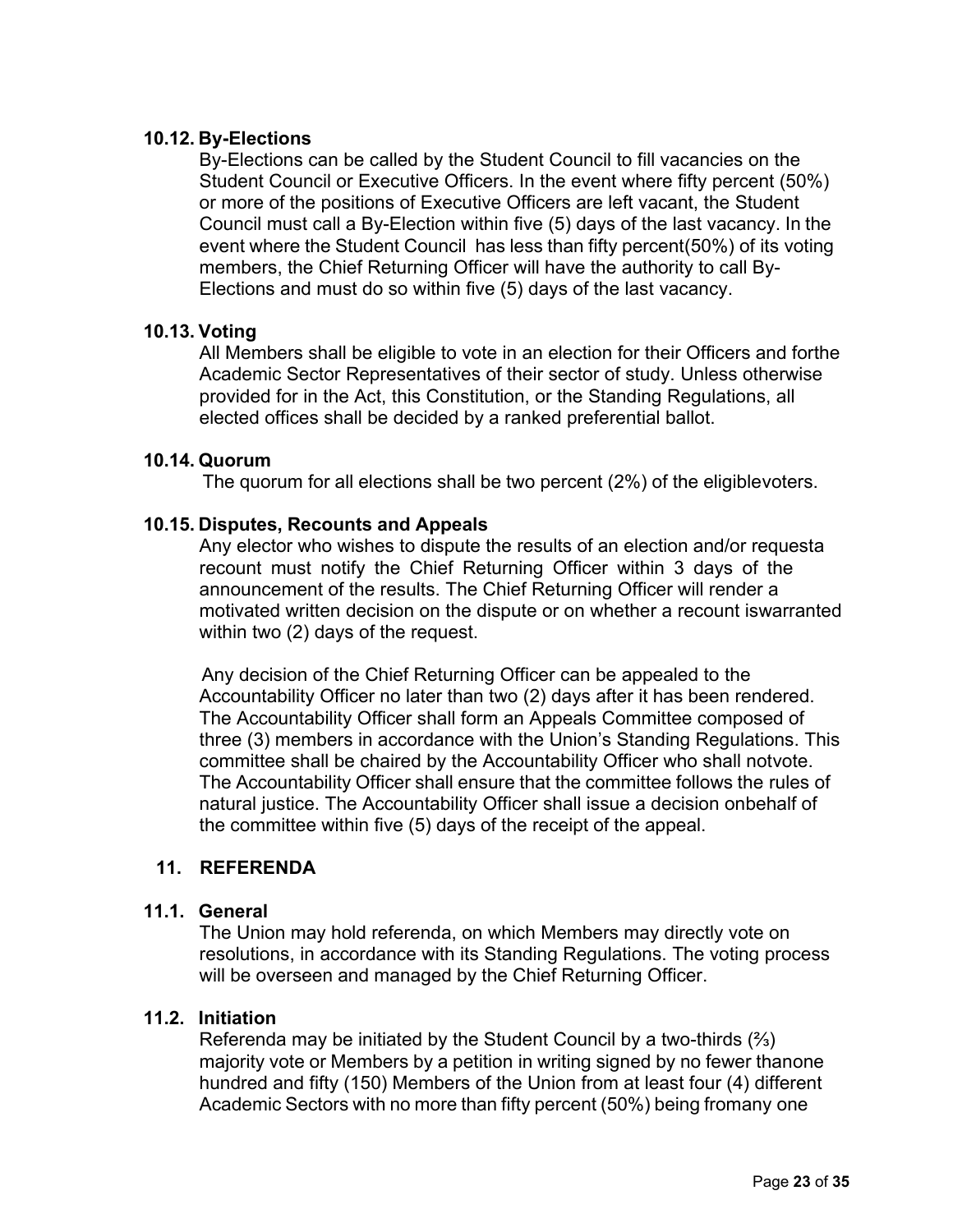### 10.12. By-Elections

By-Elections can be called by the Student Council to fill vacancies on the Student Council or Executive Officers. In the event where fifty percent (50%) or more of the positions of Executive Officers are left vacant, the Student Council must call a By-Election within five (5) days of the last vacancy. In the event where the Student Council has less than fifty percent(50%) of its voting members, the Chief Returning Officer will have the authority to call By-Elections and must do so within five (5) days of the last vacancy.

### 10.13. Voting

All Members shall be eligible to vote in an election for their Officers and forthe Academic Sector Representatives of their sector of study. Unless otherwise provided for in the Act, this Constitution, or the Standing Regulations, all elected offices shall be decided by a ranked preferential ballot.

### 10.14. Quorum

The quorum for all elections shall be two percent (2%) of the eligiblevoters.

### 10.15. Disputes, Recounts and Appeals

Any elector who wishes to dispute the results of an election and/or requesta recount must notify the Chief Returning Officer within 3 days of the announcement of the results. The Chief Returning Officer will render a motivated written decision on the dispute or on whether a recount iswarranted within two (2) days of the request.

Any decision of the Chief Returning Officer can be appealed to the Accountability Officer no later than two (2) days after it has been rendered. The Accountability Officer shall form an Appeals Committee composed of three (3) members in accordance with the Union's Standing Regulations. This committee shall be chaired by the Accountability Officer who shall notvote. The Accountability Officer shall ensure that the committee follows the rules of natural justice. The Accountability Officer shall issue a decision onbehalf of the committee within five (5) days of the receipt of the appeal.

## 11. REFERENDA

### 11.1. General

The Union may hold referenda, on which Members may directly vote on resolutions, in accordance with its Standing Regulations. The voting process will be overseen and managed by the Chief Returning Officer.

### 11.2. Initiation

Referenda may be initiated by the Student Council by a two-thirds (⅔) majority vote or Members by a petition in writing signed by no fewer thanone hundred and fifty (150) Members of the Union from at least four (4) different Academic Sectors with no more than fifty percent (50%) being fromany one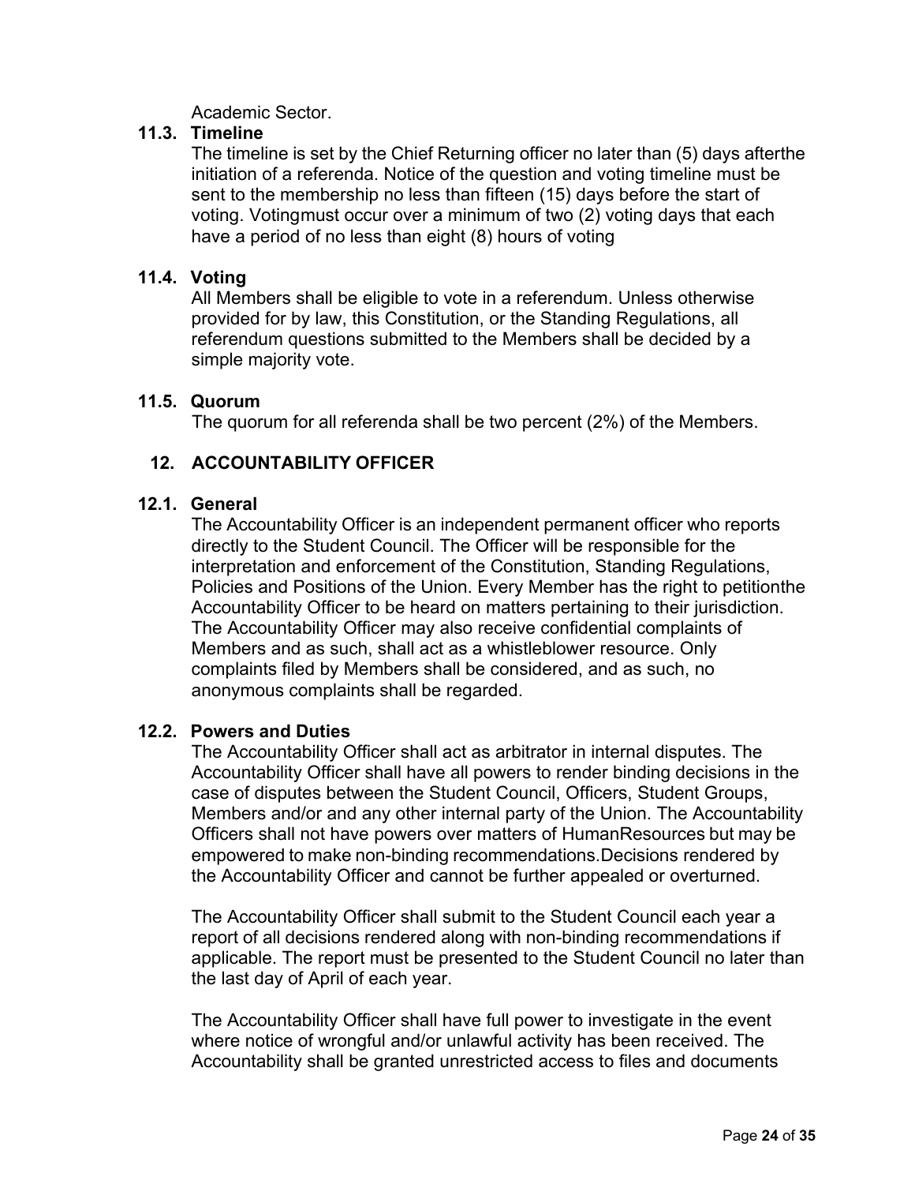Academic Sector.

### 11.3. Timeline

The timeline is set by the Chief Returning officer no later than (5) days afterthe initiation of a referenda. Notice of the question and voting timeline must be sent to the membership no less than fifteen (15) days before the start of voting. Votingmust occur over a minimum of two (2) voting days that each have a period of no less than eight (8) hours of voting

### 11.4. Voting

All Members shall be eligible to vote in a referendum. Unless otherwise provided for by law, this Constitution, or the Standing Regulations, all referendum questions submitted to the Members shall be decided by a simple majority vote.

### 11.5. Quorum

The quorum for all referenda shall be two percent (2%) of the Members.

## 12. ACCOUNTABILITY OFFICER

### 12.1. General

The Accountability Officer is an independent permanent officer who reports directly to the Student Council. The Officer will be responsible for the interpretation and enforcement of the Constitution, Standing Regulations, Policies and Positions of the Union. Every Member has the right to petitionthe Accountability Officer to be heard on matters pertaining to their jurisdiction. The Accountability Officer may also receive confidential complaints of Members and as such, shall act as a whistleblower resource. Only complaints filed by Members shall be considered, and as such, no anonymous complaints shall be regarded.

### 12.2. Powers and Duties

The Accountability Officer shall act as arbitrator in internal disputes. The Accountability Officer shall have all powers to render binding decisions in the case of disputes between the Student Council, Officers, Student Groups, Members and/or and any other internal party of the Union. The Accountability Officers shall not have powers over matters of HumanResources but may be empowered to make non-binding recommendations.Decisions rendered by the Accountability Officer and cannot be further appealed or overturned.

The Accountability Officer shall submit to the Student Council each year a report of all decisions rendered along with non-binding recommendations if applicable. The report must be presented to the Student Council no later than the last day of April of each year.

The Accountability Officer shall have full power to investigate in the event where notice of wrongful and/or unlawful activity has been received. The Accountability shall be granted unrestricted access to files and documents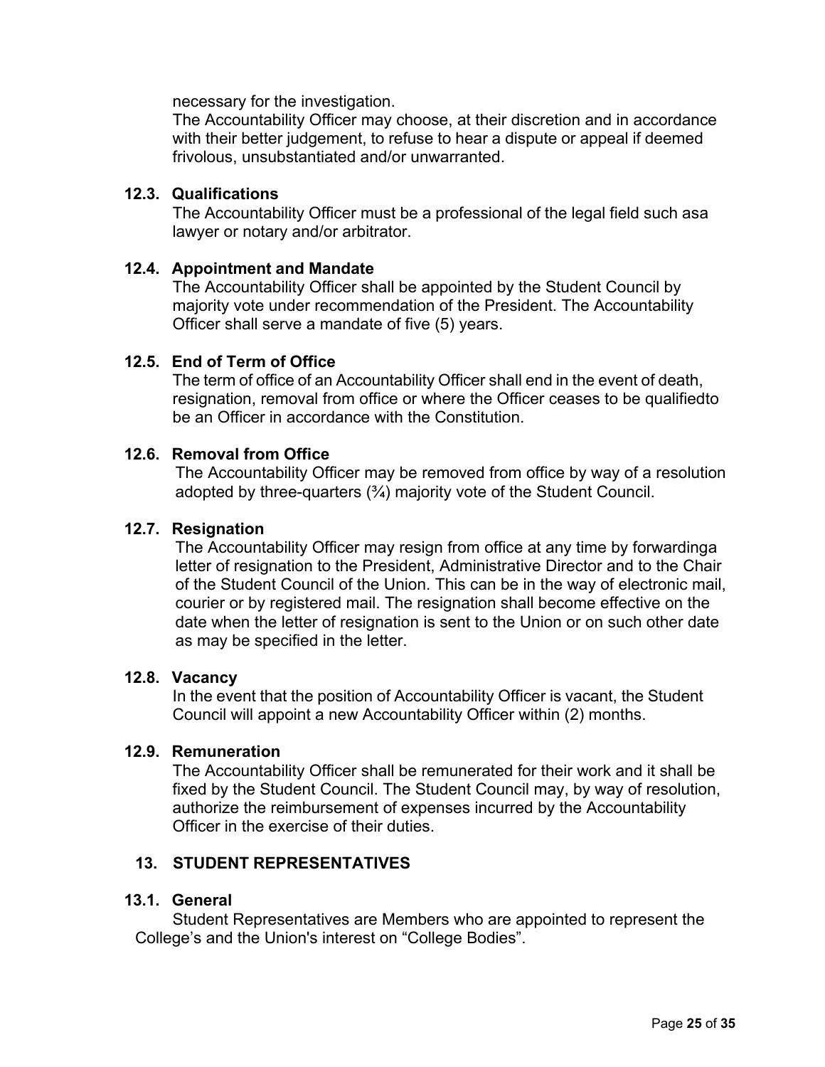necessary for the investigation.

The Accountability Officer may choose, at their discretion and in accordance with their better judgement, to refuse to hear a dispute or appeal if deemed frivolous, unsubstantiated and/or unwarranted.

### 12.3. Qualifications

The Accountability Officer must be a professional of the legal field such asa lawyer or notary and/or arbitrator.

### 12.4. Appointment and Mandate

The Accountability Officer shall be appointed by the Student Council by majority vote under recommendation of the President. The Accountability Officer shall serve a mandate of five (5) years.

### 12.5. End of Term of Office

The term of office of an Accountability Officer shall end in the event of death, resignation, removal from office or where the Officer ceases to be qualifiedto be an Officer in accordance with the Constitution.

### 12.6. Removal from Office

The Accountability Officer may be removed from office by way of a resolution adopted by three-quarters (¾) majority vote of the Student Council.

### 12.7. Resignation

The Accountability Officer may resign from office at any time by forwardinga letter of resignation to the President, Administrative Director and to the Chair of the Student Council of the Union. This can be in the way of electronic mail, courier or by registered mail. The resignation shall become effective on the date when the letter of resignation is sent to the Union or on such other date as may be specified in the letter.

### 12.8. Vacancy

In the event that the position of Accountability Officer is vacant, the Student Council will appoint a new Accountability Officer within (2) months.

### 12.9. Remuneration

The Accountability Officer shall be remunerated for their work and it shall be fixed by the Student Council. The Student Council may, by way of resolution, authorize the reimbursement of expenses incurred by the Accountability Officer in the exercise of their duties.

## 13. STUDENT REPRESENTATIVES

### 13.1. General

Student Representatives are Members who are appointed to represent the College's and the Union's interest on "College Bodies".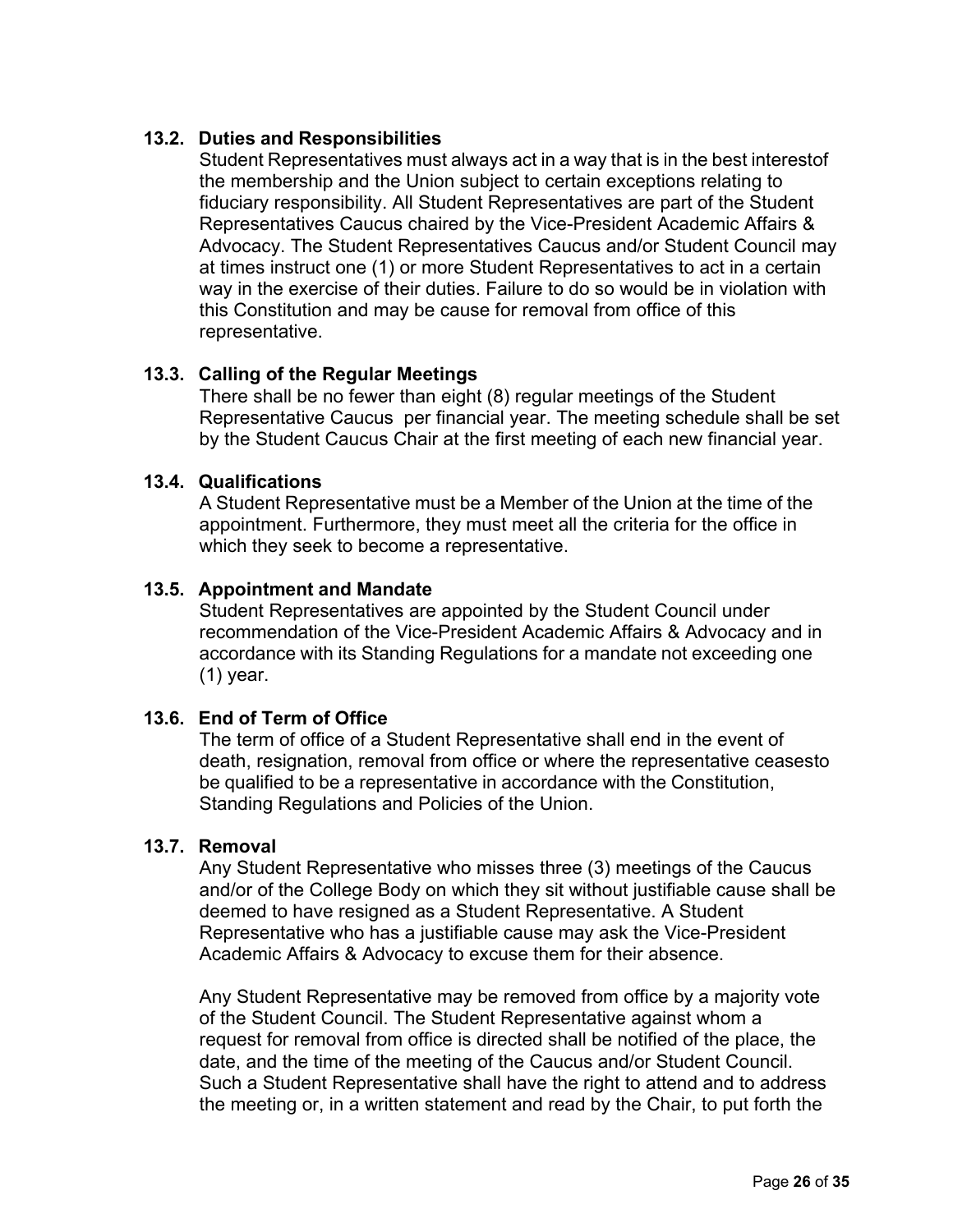### 13.2. Duties and Responsibilities

Student Representatives must always act in a way that is in the best interestof the membership and the Union subject to certain exceptions relating to fiduciary responsibility. All Student Representatives are part of the Student Representatives Caucus chaired by the Vice-President Academic Affairs & Advocacy. The Student Representatives Caucus and/or Student Council may at times instruct one (1) or more Student Representatives to act in a certain way in the exercise of their duties. Failure to do so would be in violation with this Constitution and may be cause for removal from office of this representative.

### 13.3. Calling of the Regular Meetings

There shall be no fewer than eight (8) regular meetings of the Student Representative Caucus per financial year. The meeting schedule shall be set by the Student Caucus Chair at the first meeting of each new financial year.

### 13.4. Qualifications

A Student Representative must be a Member of the Union at the time of the appointment. Furthermore, they must meet all the criteria for the office in which they seek to become a representative.

### 13.5. Appointment and Mandate

Student Representatives are appointed by the Student Council under recommendation of the Vice-President Academic Affairs & Advocacy and in accordance with its Standing Regulations for a mandate not exceeding one (1) year.

### 13.6. End of Term of Office

The term of office of a Student Representative shall end in the event of death, resignation, removal from office or where the representative ceasesto be qualified to be a representative in accordance with the Constitution, Standing Regulations and Policies of the Union.

### 13.7. Removal

Any Student Representative who misses three (3) meetings of the Caucus and/or of the College Body on which they sit without justifiable cause shall be deemed to have resigned as a Student Representative. A Student Representative who has a justifiable cause may ask the Vice-President Academic Affairs & Advocacy to excuse them for their absence.

Any Student Representative may be removed from office by a majority vote of the Student Council. The Student Representative against whom a request for removal from office is directed shall be notified of the place, the date, and the time of the meeting of the Caucus and/or Student Council. Such a Student Representative shall have the right to attend and to address the meeting or, in a written statement and read by the Chair, to put forth the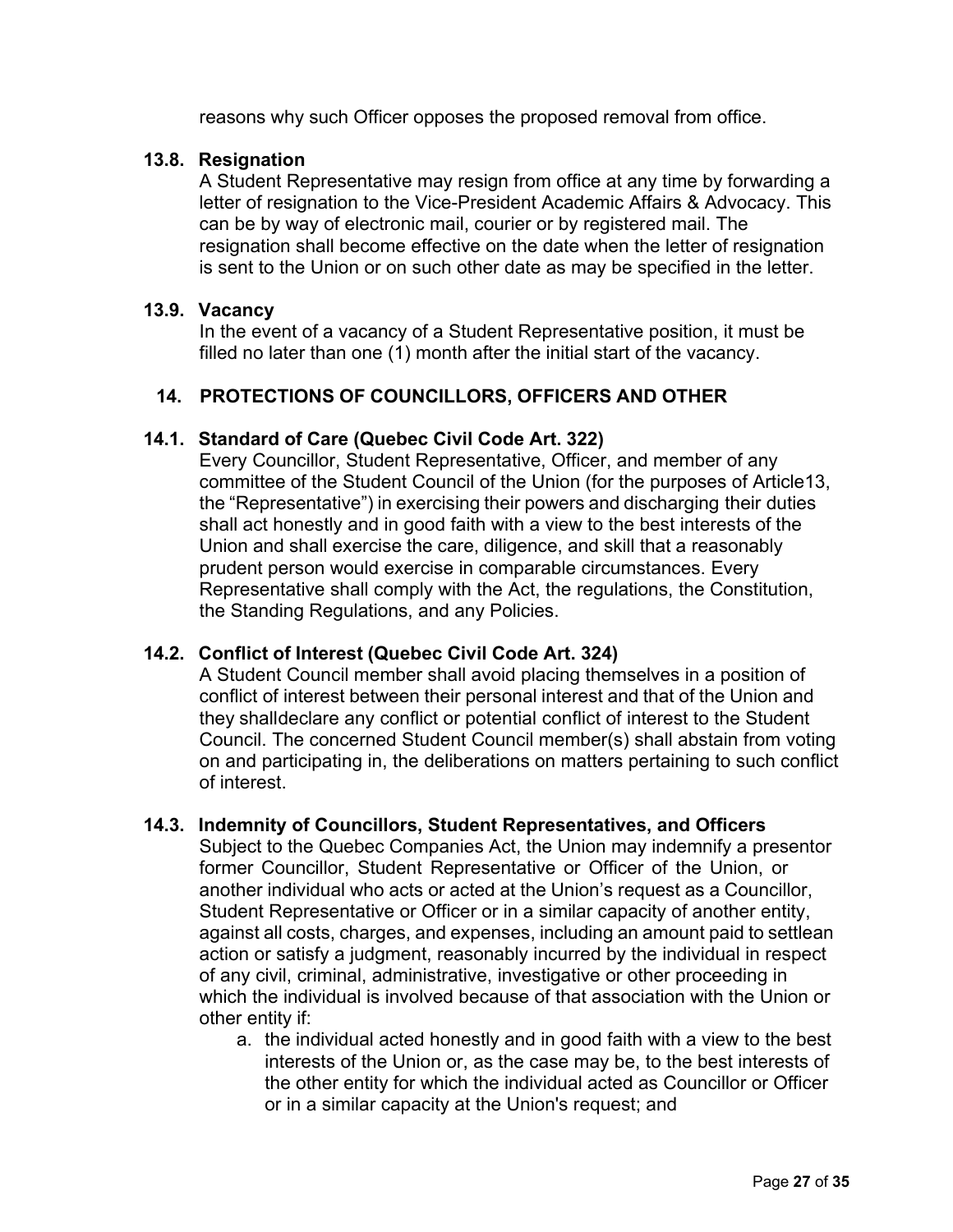reasons why such Officer opposes the proposed removal from office.

### 13.8. Resignation

A Student Representative may resign from office at any time by forwarding a letter of resignation to the Vice-President Academic Affairs & Advocacy. This can be by way of electronic mail, courier or by registered mail. The resignation shall become effective on the date when the letter of resignation is sent to the Union or on such other date as may be specified in the letter.

### 13.9. Vacancy

In the event of a vacancy of a Student Representative position, it must be filled no later than one (1) month after the initial start of the vacancy.

## 14. PROTECTIONS OF COUNCILLORS, OFFICERS AND OTHER

### 14.1. Standard of Care (Quebec Civil Code Art. 322)

Every Councillor, Student Representative, Officer, and member of any committee of the Student Council of the Union (for the purposes of Article13, the "Representative") in exercising their powers and discharging their duties shall act honestly and in good faith with a view to the best interests of the Union and shall exercise the care, diligence, and skill that a reasonably prudent person would exercise in comparable circumstances. Every Representative shall comply with the Act, the regulations, the Constitution, the Standing Regulations, and any Policies.

### 14.2. Conflict of Interest (Quebec Civil Code Art. 324)

A Student Council member shall avoid placing themselves in a position of conflict of interest between their personal interest and that of the Union and they shalldeclare any conflict or potential conflict of interest to the Student Council. The concerned Student Council member(s) shall abstain from voting on and participating in, the deliberations on matters pertaining to such conflict of interest.

### 14.3. Indemnity of Councillors, Student Representatives, and Officers

Subject to the Quebec Companies Act, the Union may indemnify a presentor former Councillor, Student Representative or Officer of the Union, or another individual who acts or acted at the Union's request as a Councillor, Student Representative or Officer or in a similar capacity of another entity, against all costs, charges, and expenses, including an amount paid to settlean action or satisfy a judgment, reasonably incurred by the individual in respect of any civil, criminal, administrative, investigative or other proceeding in which the individual is involved because of that association with the Union or other entity if:

a. the individual acted honestly and in good faith with a view to the best interests of the Union or, as the case may be, to the best interests of the other entity for which the individual acted as Councillor or Officer or in a similar capacity at the Union's request; and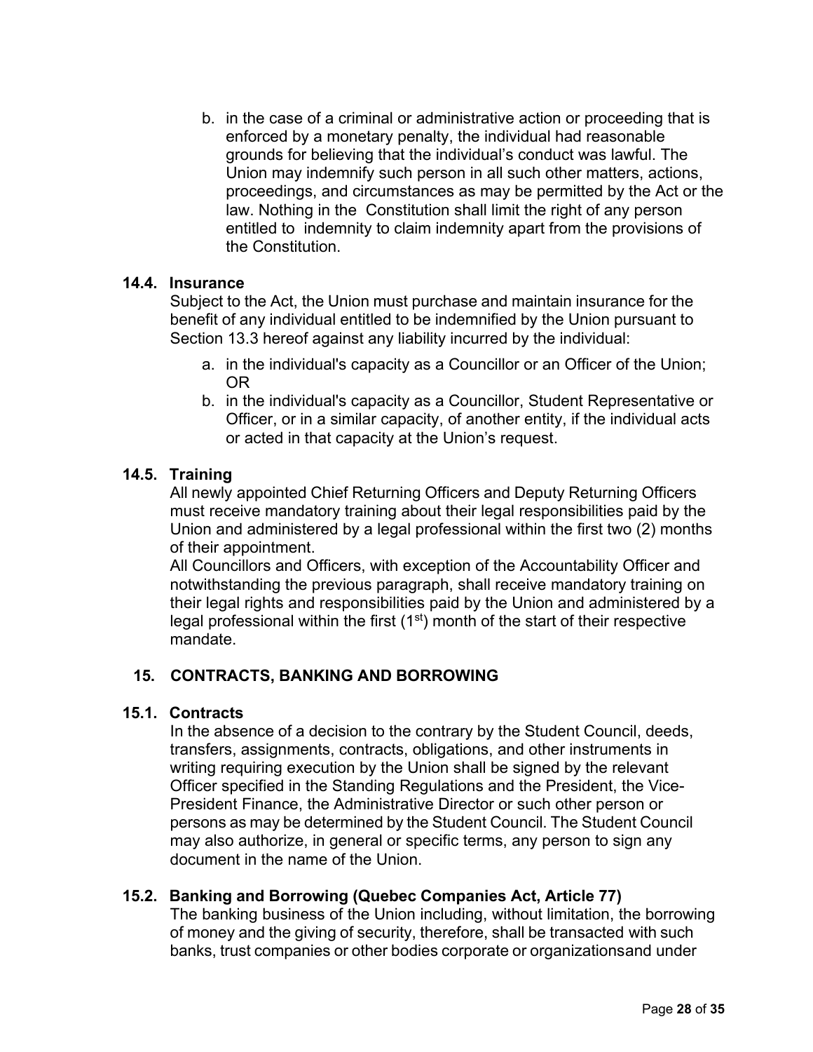b. in the case of a criminal or administrative action or proceeding that is enforced by a monetary penalty, the individual had reasonable grounds for believing that the individual's conduct was lawful. The Union may indemnify such person in all such other matters, actions, proceedings, and circumstances as may be permitted by the Act or the law. Nothing in the Constitution shall limit the right of any person entitled to indemnity to claim indemnity apart from the provisions of the Constitution.

### 14.4. Insurance

Subject to the Act, the Union must purchase and maintain insurance for the benefit of any individual entitled to be indemnified by the Union pursuant to Section 13.3 hereof against any liability incurred by the individual:

a. in the individual's capacity as a Councillor or an Officer of the Union; OR
b. in the individual's capacity as a Councillor, Student Representative or Officer, or in a similar capacity, of another entity, if the individual acts or acted in that capacity at the Union's request.

### 14.5. Training

All newly appointed Chief Returning Officers and Deputy Returning Officers must receive mandatory training about their legal responsibilities paid by the Union and administered by a legal professional within the first two (2) months of their appointment.

All Councillors and Officers, with exception of the Accountability Officer and notwithstanding the previous paragraph, shall receive mandatory training on their legal rights and responsibilities paid by the Union and administered by a legal professional within the first (1st) month of the start of their respective mandate.

## 15. CONTRACTS, BANKING AND BORROWING

### 15.1. Contracts

In the absence of a decision to the contrary by the Student Council, deeds, transfers, assignments, contracts, obligations, and other instruments in writing requiring execution by the Union shall be signed by the relevant Officer specified in the Standing Regulations and the President, the Vice-President Finance, the Administrative Director or such other person or persons as may be determined by the Student Council. The Student Council may also authorize, in general or specific terms, any person to sign any document in the name of the Union.

### 15.2. Banking and Borrowing (Quebec Companies Act, Article 77)

The banking business of the Union including, without limitation, the borrowing of money and the giving of security, therefore, shall be transacted with such banks, trust companies or other bodies corporate or organizationsand under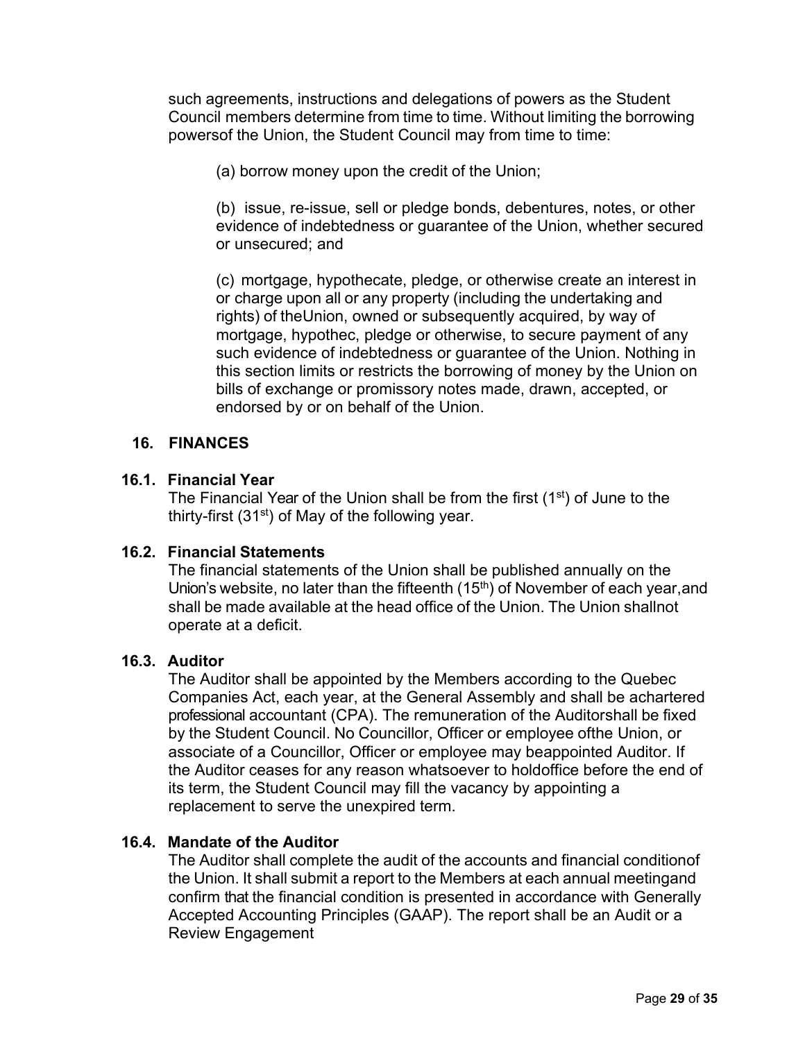such agreements, instructions and delegations of powers as the Student Council members determine from time to time. Without limiting the borrowing powersof the Union, the Student Council may from time to time:

(a) borrow money upon the credit of the Union;

(b) issue, re-issue, sell or pledge bonds, debentures, notes, or other evidence of indebtedness or guarantee of the Union, whether secured or unsecured; and

(c) mortgage, hypothecate, pledge, or otherwise create an interest in or charge upon all or any property (including the undertaking and rights) of theUnion, owned or subsequently acquired, by way of mortgage, hypothec, pledge or otherwise, to secure payment of any such evidence of indebtedness or guarantee of the Union. Nothing in this section limits or restricts the borrowing of money by the Union on bills of exchange or promissory notes made, drawn, accepted, or endorsed by or on behalf of the Union.

## 16. FINANCES

### 16.1. Financial Year

The Financial Year of the Union shall be from the first (1st) of June to the thirty-first (31st) of May of the following year.

### 16.2. Financial Statements

The financial statements of the Union shall be published annually on the Union's website, no later than the fifteenth (15th) of November of each year,and shall be made available at the head office of the Union. The Union shallnot operate at a deficit.

### 16.3. Auditor

The Auditor shall be appointed by the Members according to the Quebec Companies Act, each year, at the General Assembly and shall be achartered professional accountant (CPA). The remuneration of the Auditorshall be fixed by the Student Council. No Councillor, Officer or employee ofthe Union, or associate of a Councillor, Officer or employee may beappointed Auditor. If the Auditor ceases for any reason whatsoever to holdoffice before the end of its term, the Student Council may fill the vacancy by appointing a replacement to serve the unexpired term.

### 16.4. Mandate of the Auditor

The Auditor shall complete the audit of the accounts and financial conditionof the Union. It shall submit a report to the Members at each annual meetingand confirm that the financial condition is presented in accordance with Generally Accepted Accounting Principles (GAAP). The report shall be an Audit or a Review Engagement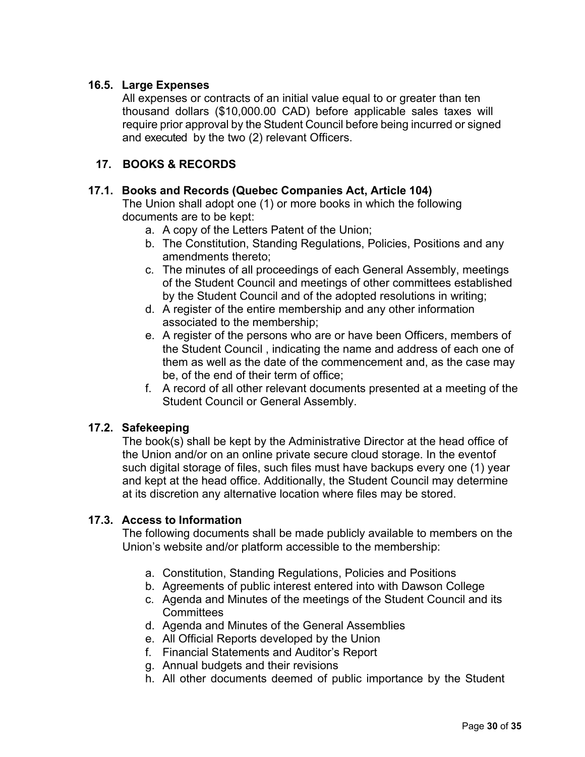### 16.5. Large Expenses

All expenses or contracts of an initial value equal to or greater than ten thousand dollars ($10,000.00 CAD) before applicable sales taxes will require prior approval by the Student Council before being incurred or signed and executed by the two (2) relevant Officers.

## 17. BOOKS & RECORDS

### 17.1. Books and Records (Quebec Companies Act, Article 104)

The Union shall adopt one (1) or more books in which the following documents are to be kept:

a. A copy of the Letters Patent of the Union;
b. The Constitution, Standing Regulations, Policies, Positions and any amendments thereto;
c. The minutes of all proceedings of each General Assembly, meetings of the Student Council and meetings of other committees established by the Student Council and of the adopted resolutions in writing;
d. A register of the entire membership and any other information associated to the membership;
e. A register of the persons who are or have been Officers, members of the Student Council , indicating the name and address of each one of them as well as the date of the commencement and, as the case may be, of the end of their term of office;
f. A record of all other relevant documents presented at a meeting of the Student Council or General Assembly.

### 17.2. Safekeeping

The book(s) shall be kept by the Administrative Director at the head office of the Union and/or on an online private secure cloud storage. In the eventof such digital storage of files, such files must have backups every one (1) year and kept at the head office. Additionally, the Student Council may determine at its discretion any alternative location where files may be stored.

### 17.3. Access to Information

The following documents shall be made publicly available to members on the Union's website and/or platform accessible to the membership:

a. Constitution, Standing Regulations, Policies and Positions
b. Agreements of public interest entered into with Dawson College
c. Agenda and Minutes of the meetings of the Student Council and its Committees
d. Agenda and Minutes of the General Assemblies
e. All Official Reports developed by the Union
f. Financial Statements and Auditor's Report
g. Annual budgets and their revisions
h. All other documents deemed of public importance by the Student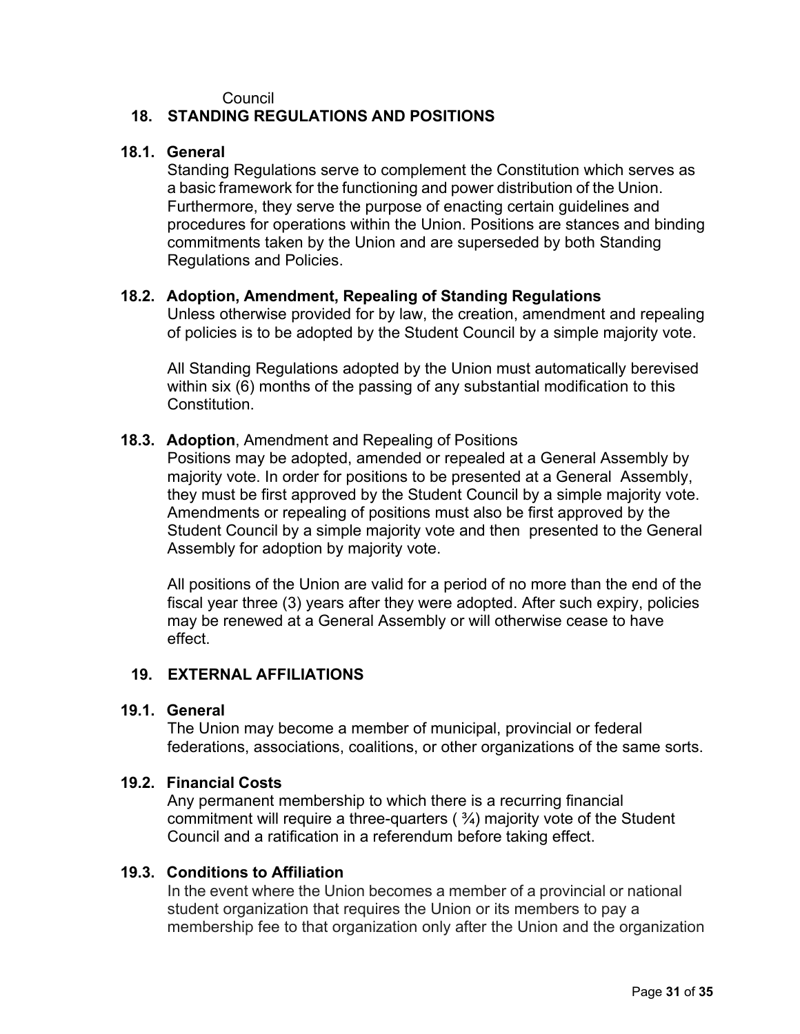Council

## 18. STANDING REGULATIONS AND POSITIONS

### 18.1. General

Standing Regulations serve to complement the Constitution which serves as a basic framework for the functioning and power distribution of the Union. Furthermore, they serve the purpose of enacting certain guidelines and procedures for operations within the Union. Positions are stances and binding commitments taken by the Union and are superseded by both Standing Regulations and Policies.

### 18.2. Adoption, Amendment, Repealing of Standing Regulations

Unless otherwise provided for by law, the creation, amendment and repealing of policies is to be adopted by the Student Council by a simple majority vote.

All Standing Regulations adopted by the Union must automatically berevised within six (6) months of the passing of any substantial modification to this Constitution.

### 18.3. **Adoption**, Amendment and Repealing of Positions

Positions may be adopted, amended or repealed at a General Assembly by majority vote. In order for positions to be presented at a General Assembly, they must be first approved by the Student Council by a simple majority vote. Amendments or repealing of positions must also be first approved by the Student Council by a simple majority vote and then presented to the General Assembly for adoption by majority vote.

All positions of the Union are valid for a period of no more than the end of the fiscal year three (3) years after they were adopted. After such expiry, policies may be renewed at a General Assembly or will otherwise cease to have effect.

## 19. EXTERNAL AFFILIATIONS

### 19.1. General

The Union may become a member of municipal, provincial or federal federations, associations, coalitions, or other organizations of the same sorts.

### 19.2. Financial Costs

Any permanent membership to which there is a recurring financial commitment will require a three-quarters ( ¾) majority vote of the Student Council and a ratification in a referendum before taking effect.

### 19.3. Conditions to Affiliation

In the event where the Union becomes a member of a provincial or national student organization that requires the Union or its members to pay a membership fee to that organization only after the Union and the organization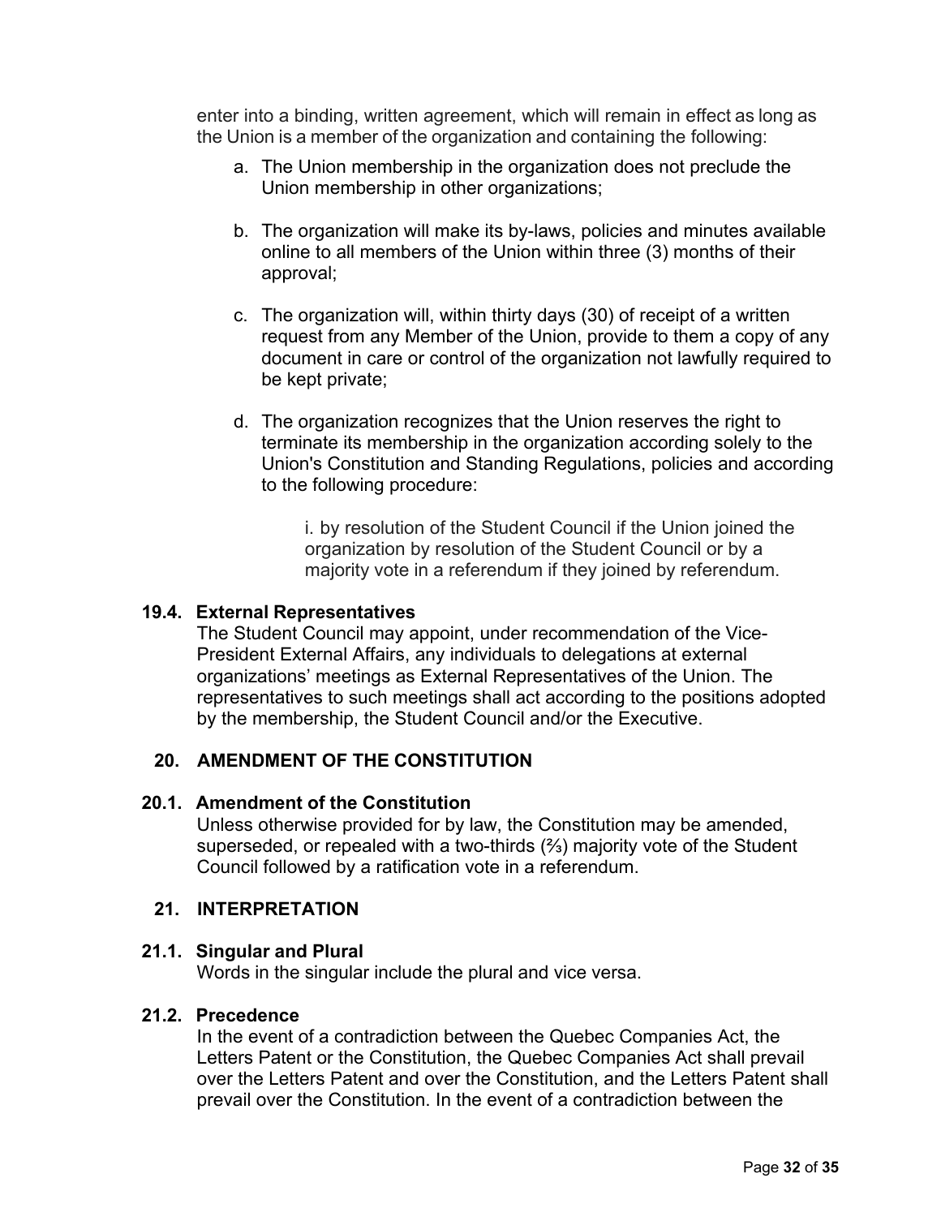enter into a binding, written agreement, which will remain in effect as long as the Union is a member of the organization and containing the following:

a. The Union membership in the organization does not preclude the Union membership in other organizations;

b. The organization will make its by-laws, policies and minutes available online to all members of the Union within three (3) months of their approval;

c. The organization will, within thirty days (30) of receipt of a written request from any Member of the Union, provide to them a copy of any document in care or control of the organization not lawfully required to be kept private;

d. The organization recognizes that the Union reserves the right to terminate its membership in the organization according solely to the Union's Constitution and Standing Regulations, policies and according to the following procedure:

   i. by resolution of the Student Council if the Union joined the organization by resolution of the Student Council or by a majority vote in a referendum if they joined by referendum.

### 19.4. External Representatives

The Student Council may appoint, under recommendation of the Vice-President External Affairs, any individuals to delegations at external organizations' meetings as External Representatives of the Union. The representatives to such meetings shall act according to the positions adopted by the membership, the Student Council and/or the Executive.

## 20. AMENDMENT OF THE CONSTITUTION

### 20.1. Amendment of the Constitution

Unless otherwise provided for by law, the Constitution may be amended, superseded, or repealed with a two-thirds (⅔) majority vote of the Student Council followed by a ratification vote in a referendum.

## 21. INTERPRETATION

### 21.1. Singular and Plural

Words in the singular include the plural and vice versa.

### 21.2. Precedence

In the event of a contradiction between the Quebec Companies Act, the Letters Patent or the Constitution, the Quebec Companies Act shall prevail over the Letters Patent and over the Constitution, and the Letters Patent shall prevail over the Constitution. In the event of a contradiction between the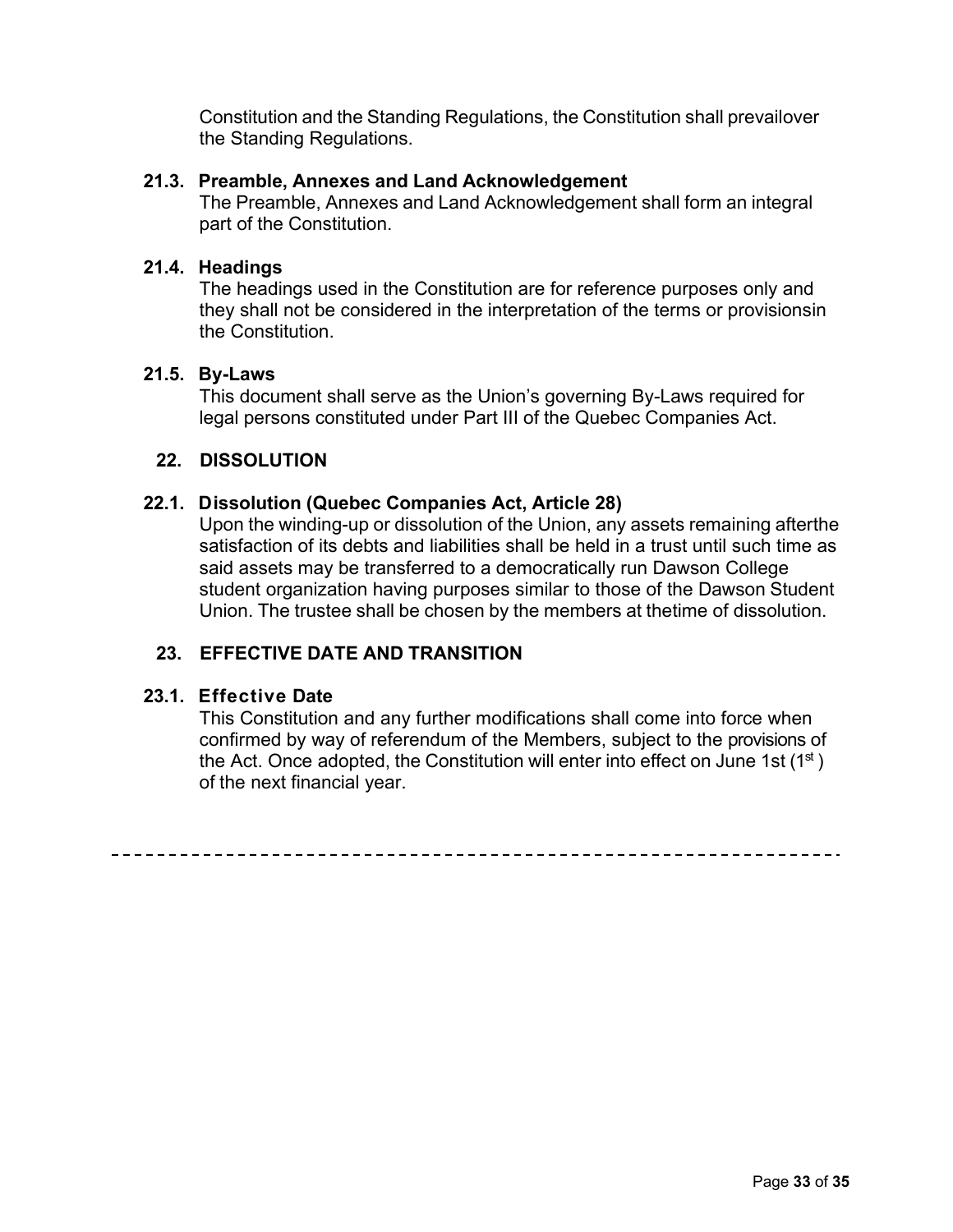Constitution and the Standing Regulations, the Constitution shall prevailover the Standing Regulations.

### 21.3. Preamble, Annexes and Land Acknowledgement

The Preamble, Annexes and Land Acknowledgement shall form an integral part of the Constitution.

### 21.4. Headings

The headings used in the Constitution are for reference purposes only and they shall not be considered in the interpretation of the terms or provisionsin the Constitution.

### 21.5. By-Laws

This document shall serve as the Union's governing By-Laws required for legal persons constituted under Part III of the Quebec Companies Act.

## 22. DISSOLUTION

### 22.1. Dissolution (Quebec Companies Act, Article 28)

Upon the winding-up or dissolution of the Union, any assets remaining afterthe satisfaction of its debts and liabilities shall be held in a trust until such time as said assets may be transferred to a democratically run Dawson College student organization having purposes similar to those of the Dawson Student Union. The trustee shall be chosen by the members at thetime of dissolution.

## 23. EFFECTIVE DATE AND TRANSITION

### 23.1. Effective Date

This Constitution and any further modifications shall come into force when confirmed by way of referendum of the Members, subject to the provisions of the Act. Once adopted, the Constitution will enter into effect on June 1st (1st ) of the next financial year.

---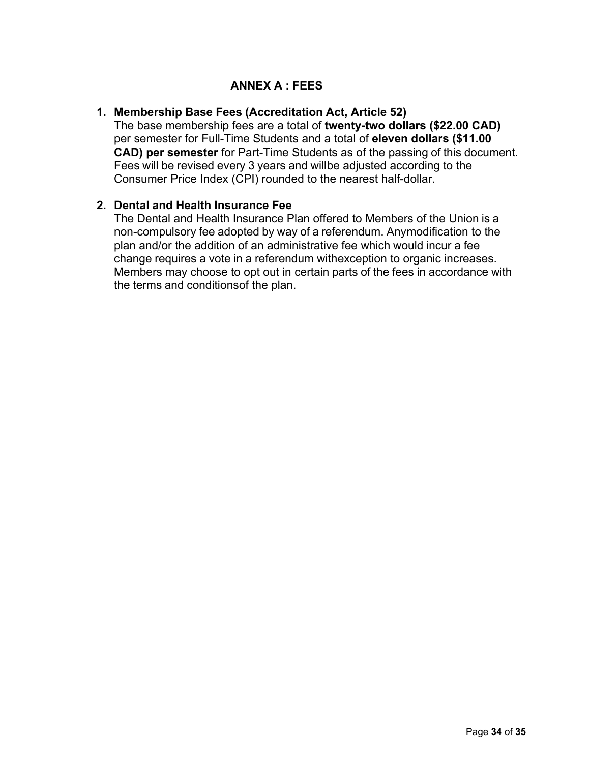# ANNEX A : FEES

1. **Membership Base Fees (Accreditation Act, Article 52)**
   The base membership fees are a total of **twenty-two dollars ($22.00 CAD)** per semester for Full-Time Students and a total of **eleven dollars ($11.00 CAD) per semester** for Part-Time Students as of the passing of this document. Fees will be revised every 3 years and willbe adjusted according to the Consumer Price Index (CPI) rounded to the nearest half-dollar.

2. **Dental and Health Insurance Fee**
   The Dental and Health Insurance Plan offered to Members of the Union is a non-compulsory fee adopted by way of a referendum. Anymodification to the plan and/or the addition of an administrative fee which would incur a fee change requires a vote in a referendum withexception to organic increases. Members may choose to opt out in certain parts of the fees in accordance with the terms and conditionsof the plan.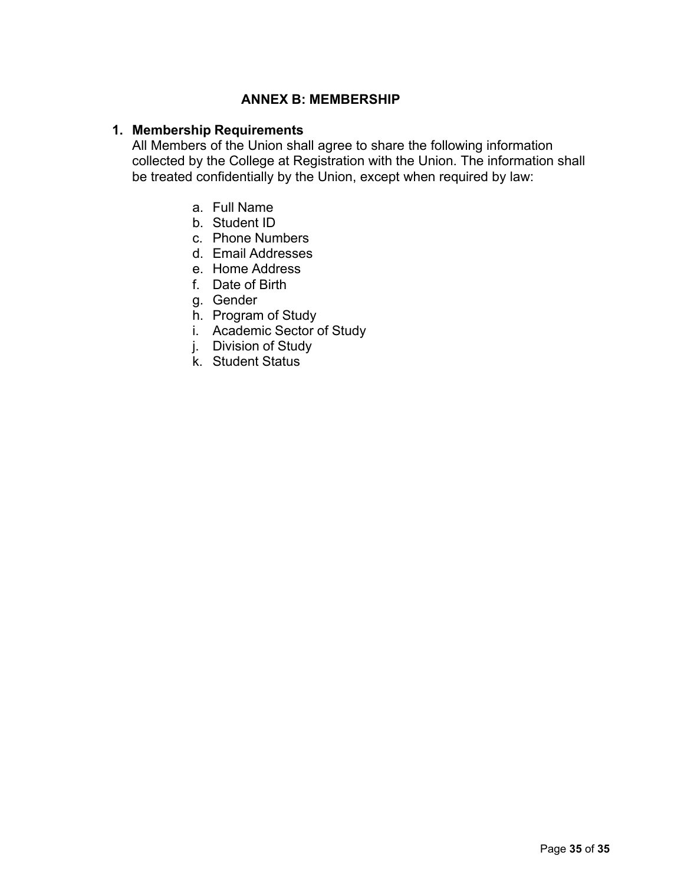## ANNEX B: MEMBERSHIP

1. **Membership Requirements**
   All Members of the Union shall agree to share the following information collected by the College at Registration with the Union. The information shall be treated confidentially by the Union, except when required by law:

    a. Full Name
    b. Student ID
    c. Phone Numbers
    d. Email Addresses
    e. Home Address
    f. Date of Birth
    g. Gender
    h. Program of Study
    i. Academic Sector of Study
    j. Division of Study
    k. Student Status